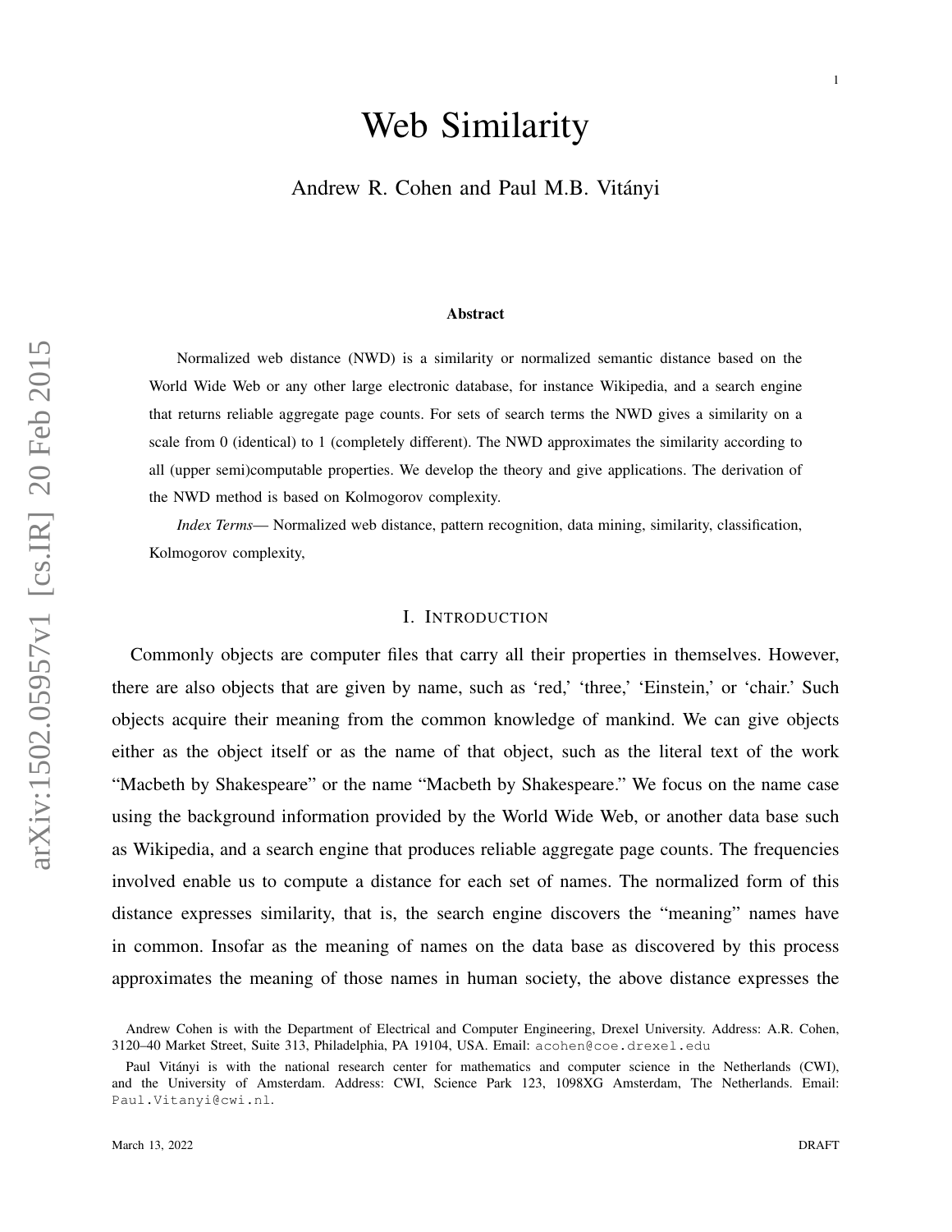# Web Similarity

Andrew R. Cohen and Paul M.B. Vitányi

### Abstract

Normalized web distance (NWD) is a similarity or normalized semantic distance based on the World Wide Web or any other large electronic database, for instance Wikipedia, and a search engine that returns reliable aggregate page counts. For sets of search terms the NWD gives a similarity on a scale from 0 (identical) to 1 (completely different). The NWD approximates the similarity according to all (upper semi)computable properties. We develop the theory and give applications. The derivation of the NWD method is based on Kolmogorov complexity.

*Index Terms*— Normalized web distance, pattern recognition, data mining, similarity, classification, Kolmogorov complexity,

## I. Introduction

Commonly objects are computer files that carry all their properties in themselves. However, there are also objects that are given by name, such as 'red,' 'three,' 'Einstein,' or 'chair.' Such objects acquire their meaning from the common knowledge of mankind. We can give objects either as the object itself or as the name of that object, such as the literal text of the work "Macbeth by Shakespeare" or the name "Macbeth by Shakespeare." We focus on the name case using the background information provided by the World Wide Web, or another data base such as Wikipedia, and a search engine that produces reliable aggregate page counts. The frequencies involved enable us to compute a distance for each set of names. The normalized form of this distance expresses similarity, that is, the search engine discovers the "meaning" names have in common. Insofar as the meaning of names on the data base as discovered by this process approximates the meaning of those names in human society, the above distance expresses the

Andrew Cohen is with the Department of Electrical and Computer Engineering, Drexel University. Address: A.R. Cohen, 3120–40 Market Street, Suite 313, Philadelphia, PA 19104, USA. Email: acohen@coe.drexel.edu

Paul Vitányi is with the national research center for mathematics and computer science in the Netherlands (CWI), and the University of Amsterdam. Address: CWI, Science Park 123, 1098XG Amsterdam, The Netherlands. Email: Paul.Vitanyi@cwi.nl.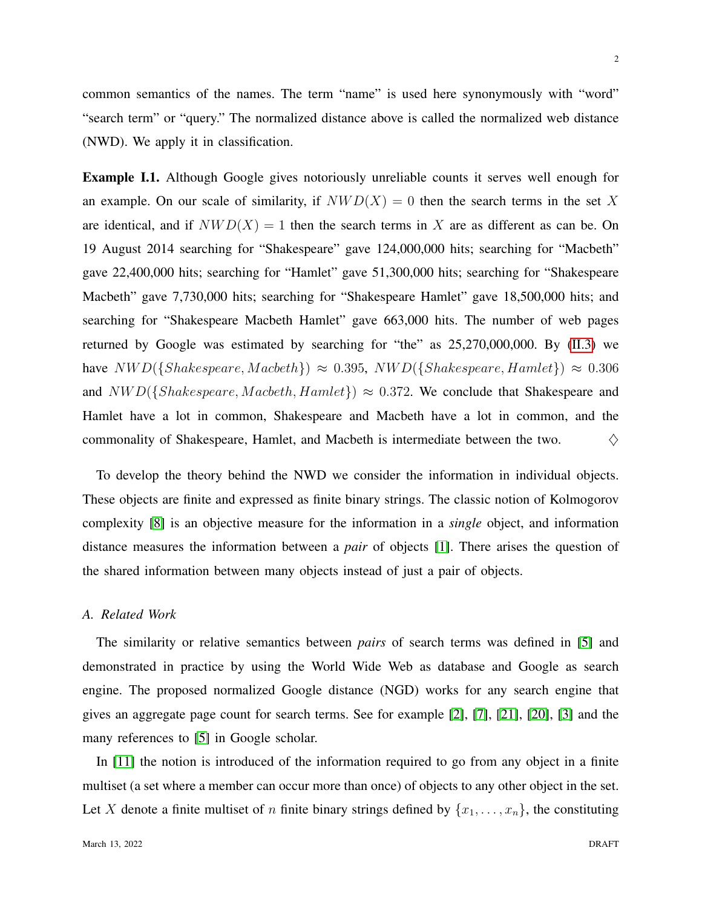common semantics of the names. The term "name" is used here synonymously with "word" "search term" or "query." The normalized distance above is called the normalized web distance (NWD). We apply it in classification.

**Example I.1.** Although Google gives notoriously unreliable counts it serves well enough for an example. On our scale of similarity, if $NWD(X) = 0$ then the search terms in the set $X$ are identical, and if $NWD(X) = 1$ then the search terms in $X$ are as different as can be. On 19 August 2014 searching for "Shakespeare" gave 124,000,000 hits; searching for "Macbeth" gave 22,400,000 hits; searching for "Hamlet" gave 51,300,000 hits; searching for "Shakespeare Macbeth" gave 7,730,000 hits; searching for "Shakespeare Hamlet" gave 18,500,000 hits; and searching for "Shakespeare Macbeth Hamlet" gave 663,000 hits. The number of web pages returned by Google was estimated by searching for "the" as 25,270,000,000. By (II.3) we have $NWD(\{Shakespeare, Macbeth\}) \approx 0.395$, $NWD(\{Shakespeare, Hamlet\}) \approx 0.306$ and $NWD(\{Shakespeare, Macbeth, Hamlet\}) \approx 0.372$. We conclude that Shakespeare and Hamlet have a lot in common, Shakespeare and Macbeth have a lot in common, and the commonality of Shakespeare, Hamlet, and Macbeth is intermediate between the two. ♢

To develop the theory behind the NWD we consider the information in individual objects. These objects are finite and expressed as finite binary strings. The classic notion of Kolmogorov complexity [8] is an objective measure for the information in a *single* object, and information distance measures the information between a *pair* of objects [1]. There arises the question of the shared information between many objects instead of just a pair of objects.

### A. Related Work

The similarity or relative semantics between *pairs* of search terms was defined in [5] and demonstrated in practice by using the World Wide Web as database and Google as search engine. The proposed normalized Google distance (NGD) works for any search engine that gives an aggregate page count for search terms. See for example [2], [7], [21], [20], [3] and the many references to [5] in Google scholar.

In [11] the notion is introduced of the information required to go from any object in a finite multiset (a set where a member can occur more than once) of objects to any other object in the set. Let $X$ denote a finite multiset of $n$ finite binary strings defined by $\{x_1, \ldots, x_n\}$, the constituting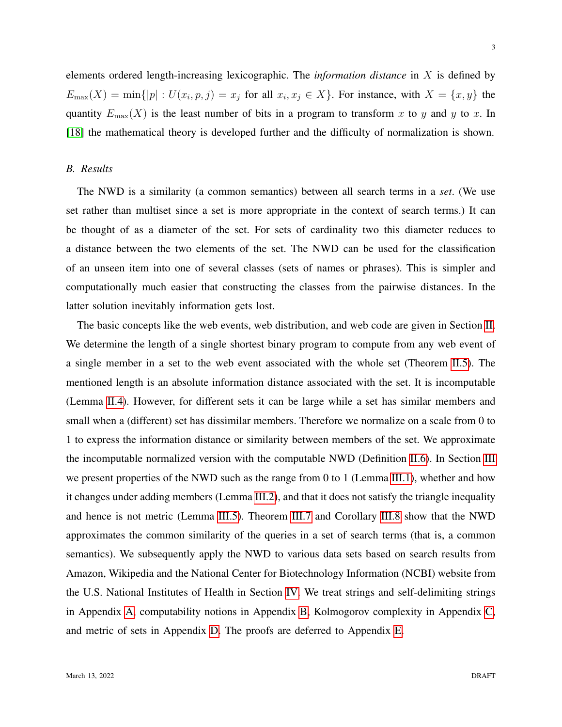elements ordered length-increasing lexicographic. The *information distance* in $X$ is defined by $E_{\max}(X) = \min\{|p| : U(x_i, p, j) = x_j$ for all $x_i, x_j \in X\}$. For instance, with $X = \{x, y\}$ the quantity $E_{\max}(X)$ is the least number of bits in a program to transform $x$ to $y$ and $y$ to $x$. In [18] the mathematical theory is developed further and the difficulty of normalization is shown.

### B. Results

The NWD is a similarity (a common semantics) between all search terms in a *set*. (We use set rather than multiset since a set is more appropriate in the context of search terms.) It can be thought of as a diameter of the set. For sets of cardinality two this diameter reduces to a distance between the two elements of the set. The NWD can be used for the classification of an unseen item into one of several classes (sets of names or phrases). This is simpler and computationally much easier that constructing the classes from the pairwise distances. In the latter solution inevitably information gets lost.

The basic concepts like the web events, web distribution, and web code are given in Section II. We determine the length of a single shortest binary program to compute from any web event of a single member in a set to the web event associated with the whole set (Theorem II.5). The mentioned length is an absolute information distance associated with the set. It is incomputable (Lemma II.4). However, for different sets it can be large while a set has similar members and small when a (different) set has dissimilar members. Therefore we normalize on a scale from 0 to 1 to express the information distance or similarity between members of the set. We approximate the incomputable normalized version with the computable NWD (Definition II.6). In Section III we present properties of the NWD such as the range from 0 to 1 (Lemma III.1), whether and how it changes under adding members (Lemma III.2), and that it does not satisfy the triangle inequality and hence is not metric (Lemma III.5). Theorem III.7 and Corollary III.8 show that the NWD approximates the common similarity of the queries in a set of search terms (that is, a common semantics). We subsequently apply the NWD to various data sets based on search results from Amazon, Wikipedia and the National Center for Biotechnology Information (NCBI) website from the U.S. National Institutes of Health in Section IV. We treat strings and self-delimiting strings in Appendix A, computability notions in Appendix B, Kolmogorov complexity in Appendix C, and metric of sets in Appendix D. The proofs are deferred to Appendix E.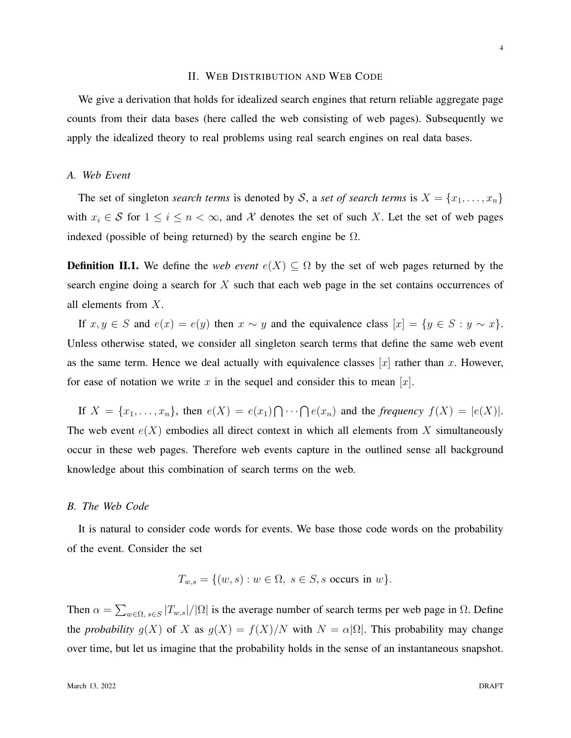## II. Web Distribution and Web Code

We give a derivation that holds for idealized search engines that return reliable aggregate page counts from their data bases (here called the web consisting of web pages). Subsequently we apply the idealized theory to real problems using real search engines on real data bases.

### A. Web Event

The set of singleton *search terms* is denoted by $\mathcal{S}$, a *set of search terms* is $X = \{x_1, \ldots, x_n\}$ with $x_i \in \mathcal{S}$ for $1 \leq i \leq n < \infty$, and $\mathcal{X}$ denotes the set of such $X$. Let the set of web pages indexed (possible of being returned) by the search engine be $\Omega$.

**Definition II.1.** We define the *web event* $e(X) \subseteq \Omega$ by the set of web pages returned by the search engine doing a search for $X$ such that each web page in the set contains occurrences of all elements from $X$.

If $x, y \in S$ and $e(x) = e(y)$ then $x \sim y$ and the equivalence class $[x] = \{y \in S : y \sim x\}$. Unless otherwise stated, we consider all singleton search terms that define the same web event as the same term. Hence we deal actually with equivalence classes $[x]$ rather than $x$. However, for ease of notation we write $x$ in the sequel and consider this to mean $[x]$.

If $X = \{x_1, \ldots, x_n\}$, then $e(X) = e(x_1) \bigcap \cdots \bigcap e(x_n)$ and the *frequency* $f(X) = |e(X)|$. The web event $e(X)$ embodies all direct context in which all elements from $X$ simultaneously occur in these web pages. Therefore web events capture in the outlined sense all background knowledge about this combination of search terms on the web.

### B. The Web Code

It is natural to consider code words for events. We base those code words on the probability of the event. Consider the set

$$T_{w,s} = \{(w, s) : w \in \Omega,\ s \in S, s \text{ occurs in } w\}.$$

Then $\alpha = \sum_{w \in \Omega,\, s \in S} |T_{w,s}|/|\Omega|$ is the average number of search terms per web page in $\Omega$. Define the *probability* $g(X)$ of $X$ as $g(X) = f(X)/N$ with $N = \alpha|\Omega|$. This probability may change over time, but let us imagine that the probability holds in the sense of an instantaneous snapshot.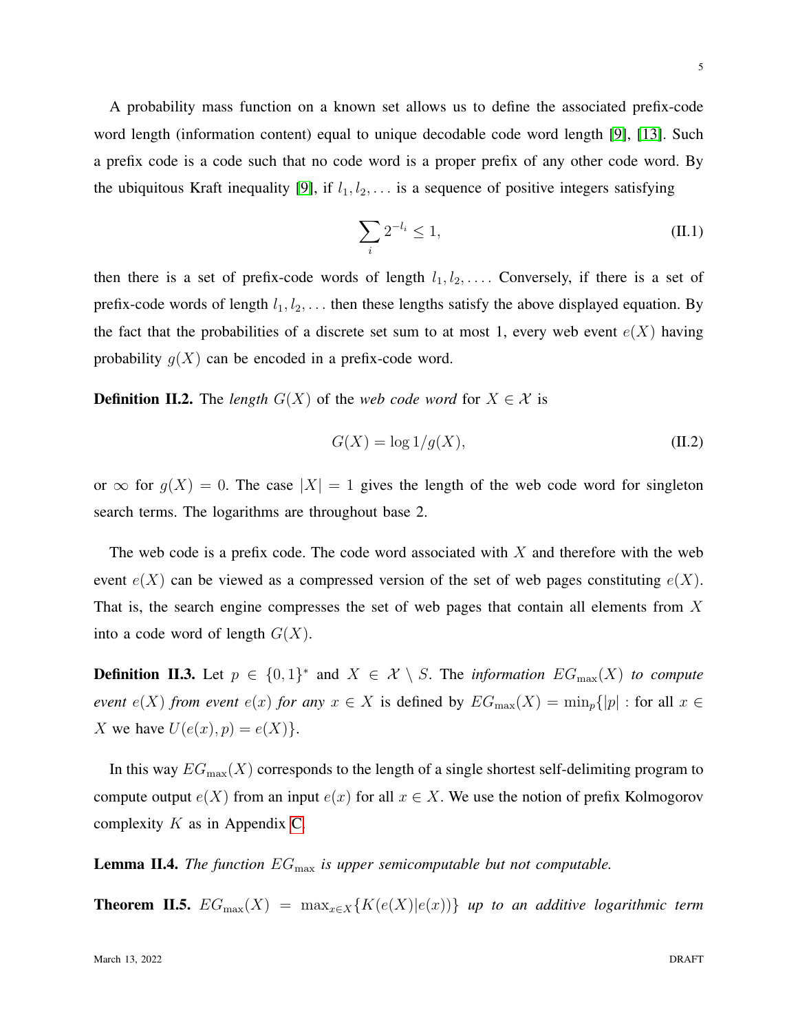A probability mass function on a known set allows us to define the associated prefix-code word length (information content) equal to unique decodable code word length [9], [13]. Such a prefix code is a code such that no code word is a proper prefix of any other code word. By the ubiquitous Kraft inequality [9], if $l_1, l_2, \ldots$ is a sequence of positive integers satisfying

$$\sum_i 2^{-l_i} \leq 1, \tag{II.1}$$

then there is a set of prefix-code words of length $l_1, l_2, \ldots$. Conversely, if there is a set of prefix-code words of length $l_1, l_2, \ldots$ then these lengths satisfy the above displayed equation. By the fact that the probabilities of a discrete set sum to at most 1, every web event $e(X)$ having probability $g(X)$ can be encoded in a prefix-code word.

**Definition II.2.** The *length* $G(X)$ of the *web code word* for $X \in \mathcal{X}$ is

$$G(X) = \log 1/g(X), \tag{II.2}$$

or $\infty$ for $g(X) = 0$. The case $|X| = 1$ gives the length of the web code word for singleton search terms. The logarithms are throughout base 2.

The web code is a prefix code. The code word associated with $X$ and therefore with the web event $e(X)$ can be viewed as a compressed version of the set of web pages constituting $e(X)$. That is, the search engine compresses the set of web pages that contain all elements from $X$ into a code word of length $G(X)$.

**Definition II.3.** Let $p \in \{0,1\}^*$ and $X \in \mathcal{X} \setminus S$. The *information* $EG_{\max}(X)$ *to compute event* $e(X)$ *from event* $e(x)$ *for any* $x \in X$ is defined by $EG_{\max}(X) = \min_p\{|p| : \text{for all } x \in X \text{ we have } U(e(x), p) = e(X)\}$.

In this way $EG_{\max}(X)$ corresponds to the length of a single shortest self-delimiting program to compute output $e(X)$ from an input $e(x)$ for all $x \in X$. We use the notion of prefix Kolmogorov complexity $K$ as in Appendix C.

**Lemma II.4.** *The function* $EG_{\max}$ *is upper semicomputable but not computable.*

**Theorem II.5.** $EG_{\max}(X) = \max_{x \in X}\{K(e(X)|e(x))\}$ *up to an additive logarithmic term*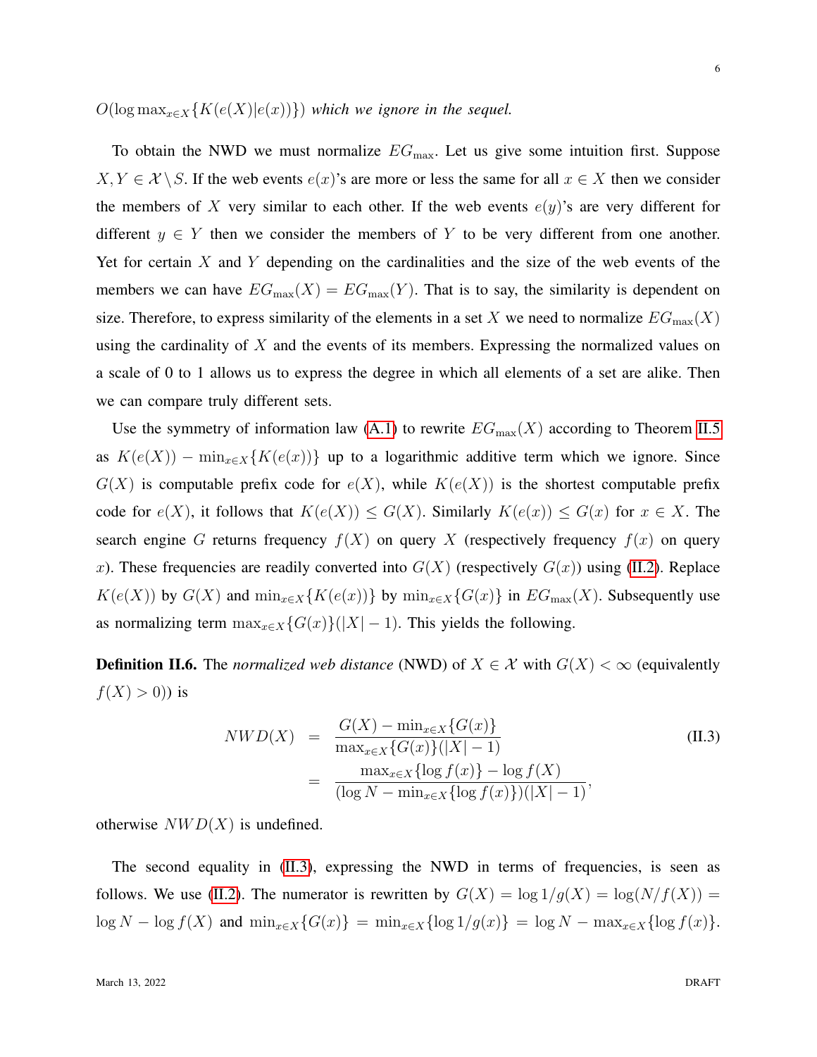$O(\log \max_{x \in X}\{K(e(X)|e(x))\})$ *which we ignore in the sequel.*

To obtain the NWD we must normalize $EG_{\max}$. Let us give some intuition first. Suppose $X, Y \in \mathcal{X} \setminus S$. If the web events $e(x)$'s are more or less the same for all $x \in X$ then we consider the members of $X$ very similar to each other. If the web events $e(y)$'s are very different for different $y \in Y$ then we consider the members of $Y$ to be very different from one another. Yet for certain $X$ and $Y$ depending on the cardinalities and the size of the web events of the members we can have $EG_{\max}(X) = EG_{\max}(Y)$. That is to say, the similarity is dependent on size. Therefore, to express similarity of the elements in a set $X$ we need to normalize $EG_{\max}(X)$ using the cardinality of $X$ and the events of its members. Expressing the normalized values on a scale of 0 to 1 allows us to express the degree in which all elements of a set are alike. Then we can compare truly different sets.

Use the symmetry of information law (A.1) to rewrite $EG_{\max}(X)$ according to Theorem II.5 as $K(e(X)) - \min_{x \in X}\{K(e(x))\}$ up to a logarithmic additive term which we ignore. Since $G(X)$ is computable prefix code for $e(X)$, while $K(e(X))$ is the shortest computable prefix code for $e(X)$, it follows that $K(e(X)) \leq G(X)$. Similarly $K(e(x)) \leq G(x)$ for $x \in X$. The search engine $G$ returns frequency $f(X)$ on query $X$ (respectively frequency $f(x)$ on query $x$). These frequencies are readily converted into $G(X)$ (respectively $G(x)$) using (II.2). Replace $K(e(X))$ by $G(X)$ and $\min_{x \in X}\{K(e(x))\}$ by $\min_{x \in X}\{G(x)\}$ in $EG_{\max}(X)$. Subsequently use as normalizing term $\max_{x \in X}\{G(x)\}(|X| - 1)$. This yields the following.

**Definition II.6.** The *normalized web distance* (NWD) of $X \in \mathcal{X}$ with $G(X) < \infty$ (equivalently $f(X) > 0$)) is

$$
\begin{aligned}
NWD(X) &= \frac{G(X) - \min_{x \in X}\{G(x)\}}{\max_{x \in X}\{G(x)\}(|X| - 1)} \\
&= \frac{\max_{x \in X}\{\log f(x)\} - \log f(X)}{(\log N - \min_{x \in X}\{\log f(x)\})(|X| - 1)},
\end{aligned}
\tag{II.3}
$$

otherwise $NWD(X)$ is undefined.

The second equality in (II.3), expressing the NWD in terms of frequencies, is seen as follows. We use (II.2). The numerator is rewritten by $G(X) = \log 1/g(X) = \log(N/f(X)) = \log N - \log f(X)$ and $\min_{x \in X}\{G(x)\} = \min_{x \in X}\{\log 1/g(x)\} = \log N - \max_{x \in X}\{\log f(x)\}$.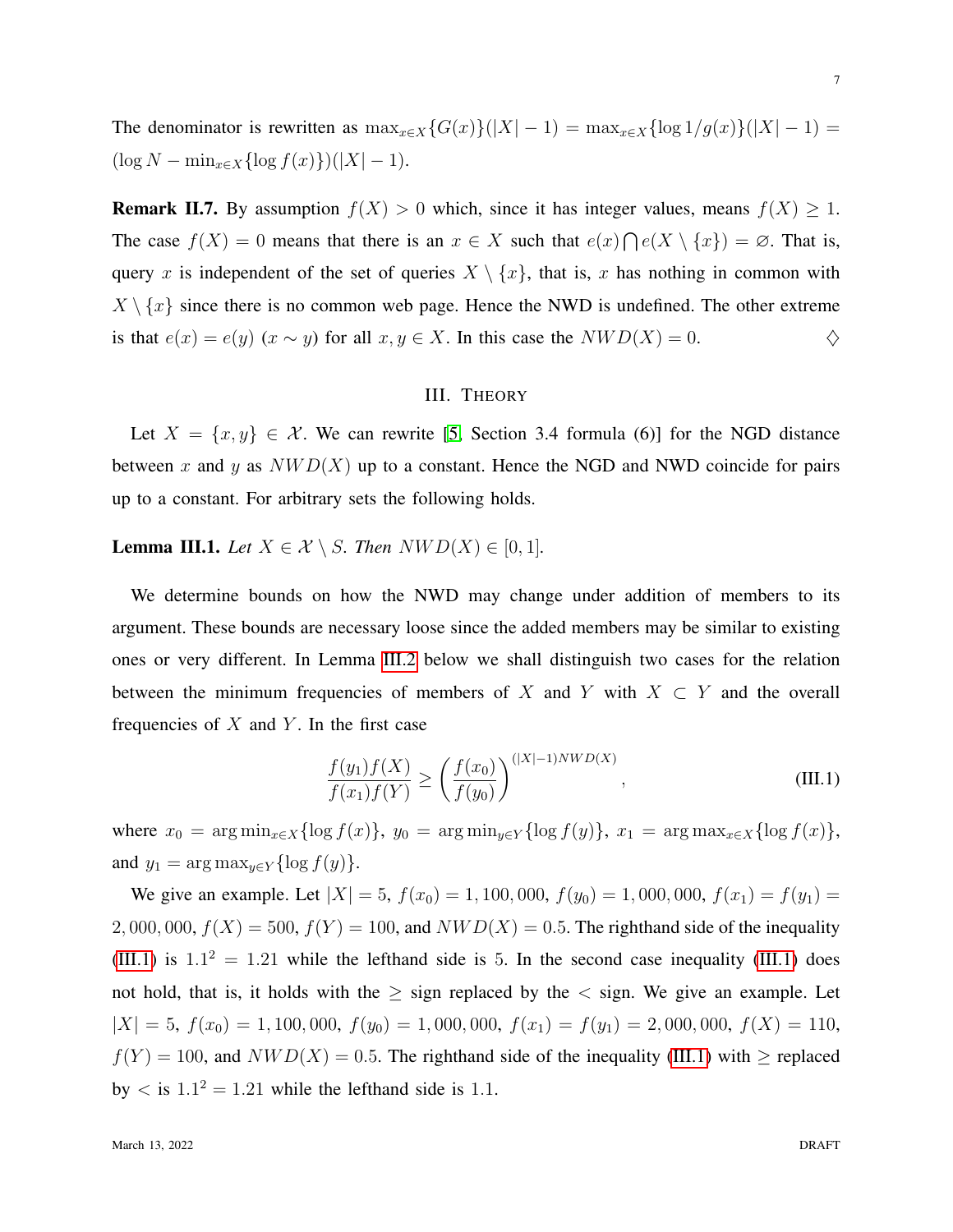The denominator is rewritten as $\max_{x \in X}\{G(x)\}(|X|-1) = \max_{x \in X}\{\log 1/g(x)\}(|X|-1) = (\log N - \min_{x \in X}\{\log f(x)\})(|X|-1)$.

**Remark II.7.** By assumption $f(X) > 0$ which, since it has integer values, means $f(X) \geq 1$. The case $f(X) = 0$ means that there is an $x \in X$ such that $e(x) \bigcap e(X \setminus \{x\}) = \varnothing$. That is, query $x$ is independent of the set of queries $X \setminus \{x\}$, that is, $x$ has nothing in common with $X \setminus \{x\}$ since there is no common web page. Hence the NWD is undefined. The other extreme is that $e(x) = e(y)$ ($x \sim y$) for all $x, y \in X$. In this case the $NWD(X) = 0$. ♢

## III. Theory

Let $X = \{x, y\} \in \mathcal{X}$. We can rewrite [5, Section 3.4 formula (6)] for the NGD distance between $x$ and $y$ as $NWD(X)$ up to a constant. Hence the NGD and NWD coincide for pairs up to a constant. For arbitrary sets the following holds.

**Lemma III.1.** *Let $X \in \mathcal{X} \setminus S$. Then $NWD(X) \in [0,1]$.*

We determine bounds on how the NWD may change under addition of members to its argument. These bounds are necessary loose since the added members may be similar to existing ones or very different. In Lemma III.2 below we shall distinguish two cases for the relation between the minimum frequencies of members of $X$ and $Y$ with $X \subset Y$ and the overall frequencies of $X$ and $Y$. In the first case

$$\frac{f(y_1)f(X)}{f(x_1)f(Y)} \geq \left(\frac{f(x_0)}{f(y_0)}\right)^{(|X|-1)NWD(X)}, \tag{III.1}$$

where $x_0 = \arg\min_{x \in X}\{\log f(x)\}$, $y_0 = \arg\min_{y \in Y}\{\log f(y)\}$, $x_1 = \arg\max_{x \in X}\{\log f(x)\}$, and $y_1 = \arg\max_{y \in Y}\{\log f(y)\}$.

We give an example. Let $|X| = 5$, $f(x_0) = 1,100,000$, $f(y_0) = 1,000,000$, $f(x_1) = f(y_1) = 2,000,000$, $f(X) = 500$, $f(Y) = 100$, and $NWD(X) = 0.5$. The righthand side of the inequality (III.1) is $1.1^2 = 1.21$ while the lefthand side is 5. In the second case inequality (III.1) does not hold, that is, it holds with the $\geq$ sign replaced by the $<$ sign. We give an example. Let $|X| = 5$, $f(x_0) = 1,100,000$, $f(y_0) = 1,000,000$, $f(x_1) = f(y_1) = 2,000,000$, $f(X) = 110$, $f(Y) = 100$, and $NWD(X) = 0.5$. The righthand side of the inequality (III.1) with $\geq$ replaced by $<$ is $1.1^2 = 1.21$ while the lefthand side is 1.1.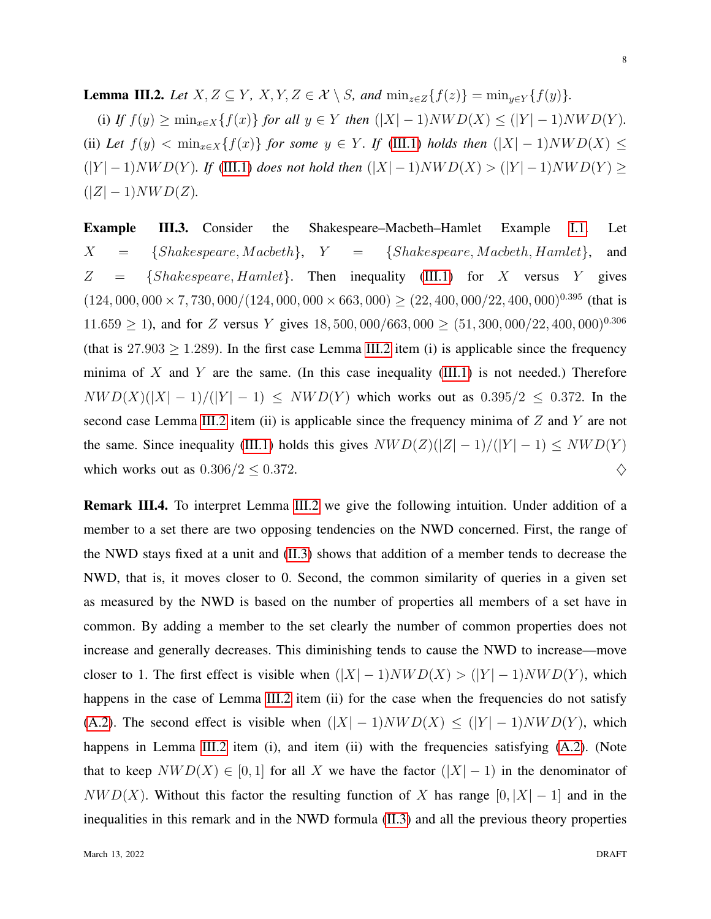**Lemma III.2.** *Let $X, Z \subseteq Y$, $X, Y, Z \in \mathcal{X} \setminus S$, and $\min_{z \in Z}\{f(z)\} = \min_{y \in Y}\{f(y)\}$.*

*(i) If $f(y) \geq \min_{x \in X}\{f(x)\}$ for all $y \in Y$ then $(|X|-1)NWD(X) \leq (|Y|-1)NWD(Y)$. (ii) Let $f(y) < \min_{x \in X}\{f(x)\}$ for some $y \in Y$. If (III.1) holds then $(|X|-1)NWD(X) \leq (|Y|-1)NWD(Y)$. If (III.1) does not hold then $(|X|-1)NWD(X) > (|Y|-1)NWD(Y) \geq (|Z|-1)NWD(Z)$.*

**Example III.3.** Consider the Shakespeare–Macbeth–Hamlet Example I.1. Let $X = \{Shakespeare, Macbeth\}$, $Y = \{Shakespeare, Macbeth, Hamlet\}$, and $Z = \{Shakespeare, Hamlet\}$. Then inequality (III.1) for $X$ versus $Y$ gives $(124,000,000 \times 7,730,000/(124,000,000 \times 663,000) \geq (22,400,000/22,400,000)^{0.395}$ (that is $11.659 \geq 1$), and for $Z$ versus $Y$ gives $18,500,000/663,000 \geq (51,300,000/22,400,000)^{0.306}$ (that is $27.903 \geq 1.289$). In the first case Lemma III.2 item (i) is applicable since the frequency minima of $X$ and $Y$ are the same. (In this case inequality (III.1) is not needed.) Therefore $NWD(X)(|X|-1)/(|Y|-1) \leq NWD(Y)$ which works out as $0.395/2 \leq 0.372$. In the second case Lemma III.2 item (ii) is applicable since the frequency minima of $Z$ and $Y$ are not the same. Since inequality (III.1) holds this gives $NWD(Z)(|Z|-1)/(|Y|-1) \leq NWD(Y)$ which works out as $0.306/2 \leq 0.372$. ♢

**Remark III.4.** To interpret Lemma III.2 we give the following intuition. Under addition of a member to a set there are two opposing tendencies on the NWD concerned. First, the range of the NWD stays fixed at a unit and (II.3) shows that addition of a member tends to decrease the NWD, that is, it moves closer to 0. Second, the common similarity of queries in a given set as measured by the NWD is based on the number of properties all members of a set have in common. By adding a member to the set clearly the number of common properties does not increase and generally decreases. This diminishing tends to cause the NWD to increase—move closer to 1. The first effect is visible when $(|X|-1)NWD(X) > (|Y|-1)NWD(Y)$, which happens in the case of Lemma III.2 item (ii) for the case when the frequencies do not satisfy (A.2). The second effect is visible when $(|X|-1)NWD(X) \leq (|Y|-1)NWD(Y)$, which happens in Lemma III.2 item (i), and item (ii) with the frequencies satisfying (A.2). (Note that to keep $NWD(X) \in [0,1]$ for all $X$ we have the factor $(|X|-1)$ in the denominator of $NWD(X)$. Without this factor the resulting function of $X$ has range $[0, |X|-1]$ and in the inequalities in this remark and in the NWD formula (II.3) and all the previous theory properties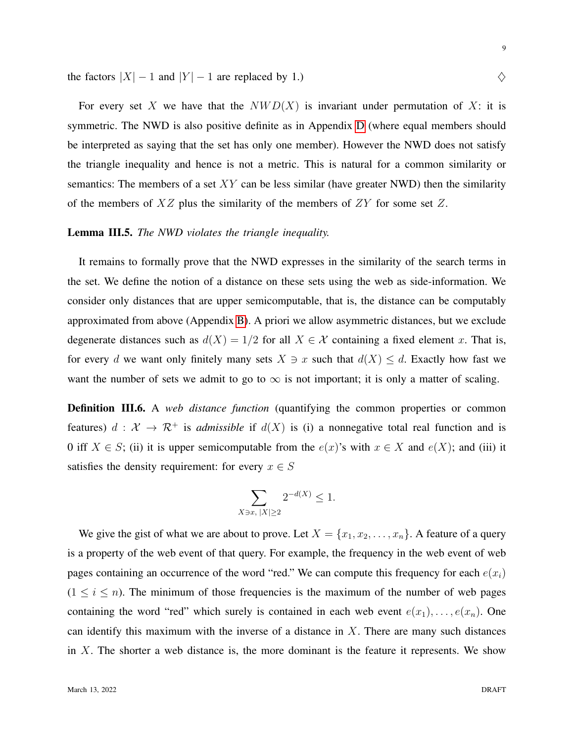the factors $|X|-1$ and $|Y|-1$ are replaced by 1.) $\diamondsuit$

For every set $X$ we have that the $NWD(X)$ is invariant under permutation of $X$: it is symmetric. The NWD is also positive definite as in Appendix D (where equal members should be interpreted as saying that the set has only one member). However the NWD does not satisfy the triangle inequality and hence is not a metric. This is natural for a common similarity or semantics: The members of a set $XY$ can be less similar (have greater NWD) then the similarity of the members of $XZ$ plus the similarity of the members of $ZY$ for some set $Z$.

**Lemma III.5.** *The NWD violates the triangle inequality.*

It remains to formally prove that the NWD expresses in the similarity of the search terms in the set. We define the notion of a distance on these sets using the web as side-information. We consider only distances that are upper semicomputable, that is, the distance can be computably approximated from above (Appendix B). A priori we allow asymmetric distances, but we exclude degenerate distances such as $d(X)=1/2$ for all $X \in \mathcal{X}$ containing a fixed element $x$. That is, for every $d$ we want only finitely many sets $X \ni x$ such that $d(X) \leq d$. Exactly how fast we want the number of sets we admit to go to $\infty$ is not important; it is only a matter of scaling.

**Definition III.6.** A *web distance function* (quantifying the common properties or common features) $d : \mathcal{X} \rightarrow \mathcal{R}^+$ is *admissible* if $d(X)$ is (i) a nonnegative total real function and is 0 iff $X \in S$; (ii) it is upper semicomputable from the $e(x)$'s with $x \in X$ and $e(X)$; and (iii) it satisfies the density requirement: for every $x \in S$

$$\sum_{X \ni x,\, |X| \geq 2} 2^{-d(X)} \leq 1.$$

We give the gist of what we are about to prove. Let $X = \{x_1, x_2, \ldots, x_n\}$. A feature of a query is a property of the web event of that query. For example, the frequency in the web event of web pages containing an occurrence of the word "red." We can compute this frequency for each $e(x_i)$ ($1 \leq i \leq n$). The minimum of those frequencies is the maximum of the number of web pages containing the word "red" which surely is contained in each web event $e(x_1), \ldots, e(x_n)$. One can identify this maximum with the inverse of a distance in $X$. There are many such distances in $X$. The shorter a web distance is, the more dominant is the feature it represents. We show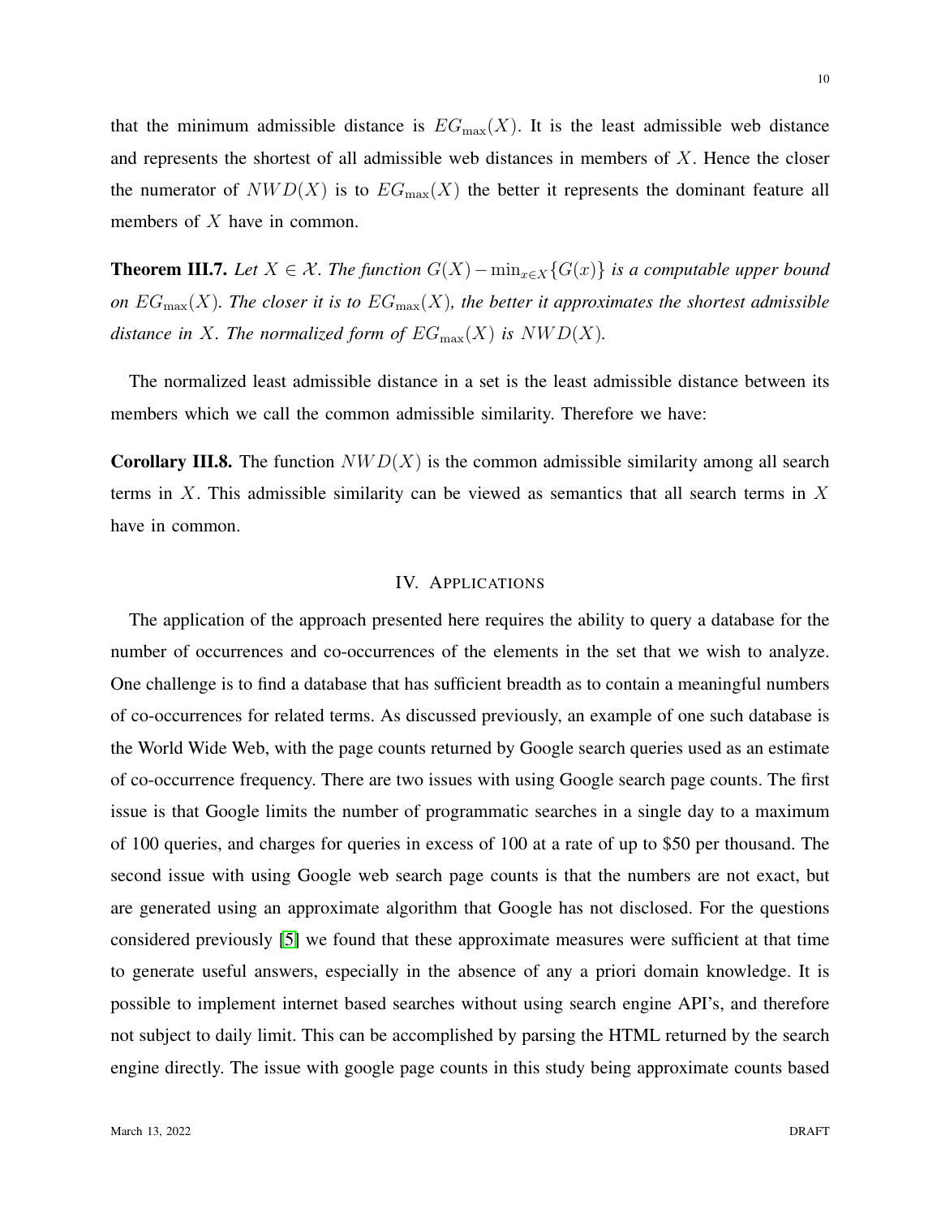that the minimum admissible distance is $EG_{\max}(X)$. It is the least admissible web distance and represents the shortest of all admissible web distances in members of $X$. Hence the closer the numerator of $NWD(X)$ is to $EG_{\max}(X)$ the better it represents the dominant feature all members of $X$ have in common.

**Theorem III.7.** *Let $X \in \mathcal{X}$. The function $G(X) - \min_{x \in X}\{G(x)\}$ is a computable upper bound on $EG_{\max}(X)$. The closer it is to $EG_{\max}(X)$, the better it approximates the shortest admissible distance in $X$. The normalized form of $EG_{\max}(X)$ is $NWD(X)$.*

The normalized least admissible distance in a set is the least admissible distance between its members which we call the common admissible similarity. Therefore we have:

**Corollary III.8.** The function $NWD(X)$ is the common admissible similarity among all search terms in $X$. This admissible similarity can be viewed as semantics that all search terms in $X$ have in common.

## IV. Applications

The application of the approach presented here requires the ability to query a database for the number of occurrences and co-occurrences of the elements in the set that we wish to analyze. One challenge is to find a database that has sufficient breadth as to contain a meaningful numbers of co-occurrences for related terms. As discussed previously, an example of one such database is the World Wide Web, with the page counts returned by Google search queries used as an estimate of co-occurrence frequency. There are two issues with using Google search page counts. The first issue is that Google limits the number of programmatic searches in a single day to a maximum of 100 queries, and charges for queries in excess of 100 at a rate of up to $50 per thousand. The second issue with using Google web search page counts is that the numbers are not exact, but are generated using an approximate algorithm that Google has not disclosed. For the questions considered previously [5] we found that these approximate measures were sufficient at that time to generate useful answers, especially in the absence of any a priori domain knowledge. It is possible to implement internet based searches without using search engine API's, and therefore not subject to daily limit. This can be accomplished by parsing the HTML returned by the search engine directly. The issue with google page counts in this study being approximate counts based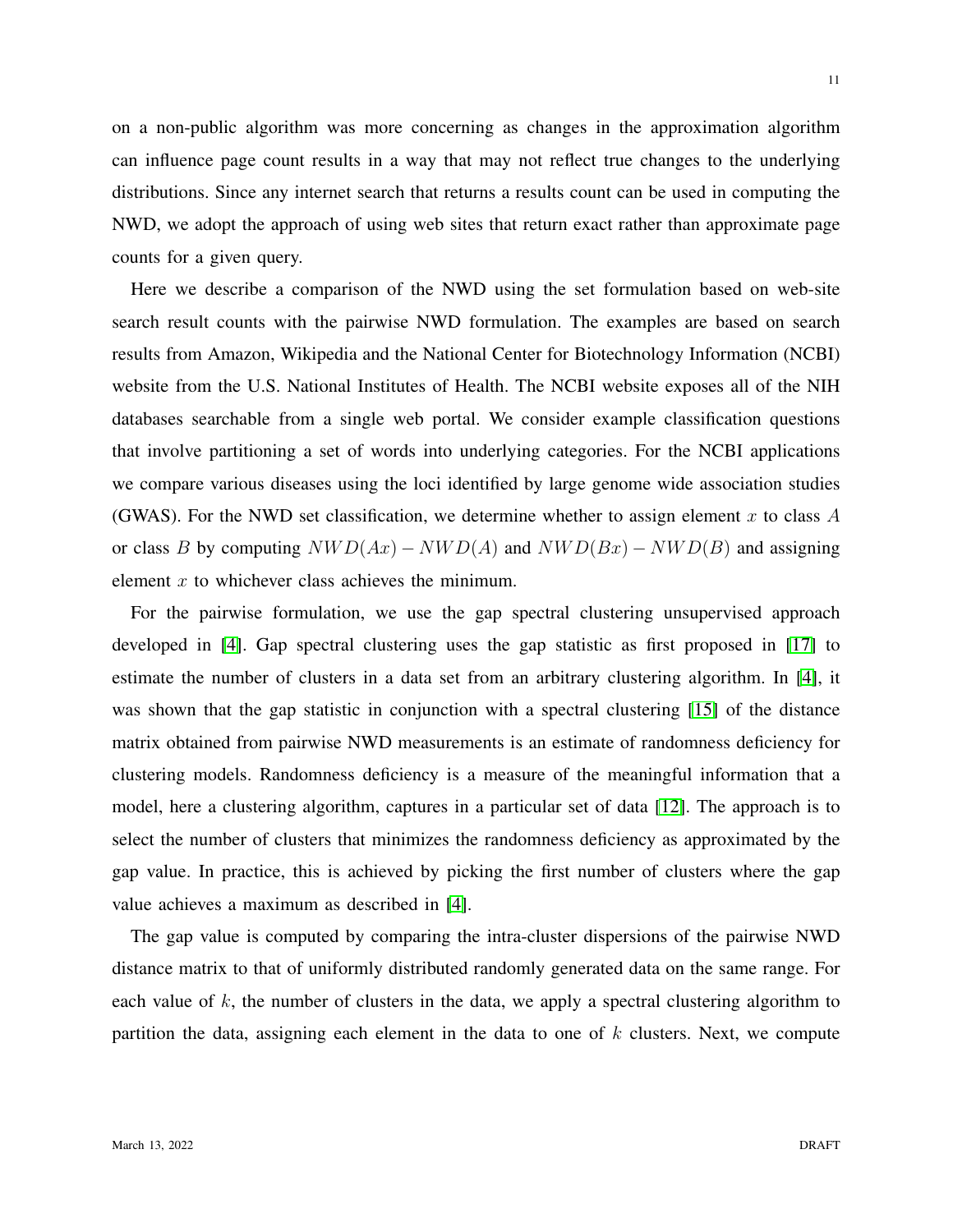on a non-public algorithm was more concerning as changes in the approximation algorithm can influence page count results in a way that may not reflect true changes to the underlying distributions. Since any internet search that returns a results count can be used in computing the NWD, we adopt the approach of using web sites that return exact rather than approximate page counts for a given query.

Here we describe a comparison of the NWD using the set formulation based on web-site search result counts with the pairwise NWD formulation. The examples are based on search results from Amazon, Wikipedia and the National Center for Biotechnology Information (NCBI) website from the U.S. National Institutes of Health. The NCBI website exposes all of the NIH databases searchable from a single web portal. We consider example classification questions that involve partitioning a set of words into underlying categories. For the NCBI applications we compare various diseases using the loci identified by large genome wide association studies (GWAS). For the NWD set classification, we determine whether to assign element $x$ to class $A$ or class $B$ by computing $NWD(Ax) - NWD(A)$ and $NWD(Bx) - NWD(B)$ and assigning element $x$ to whichever class achieves the minimum.

For the pairwise formulation, we use the gap spectral clustering unsupervised approach developed in [4]. Gap spectral clustering uses the gap statistic as first proposed in [17] to estimate the number of clusters in a data set from an arbitrary clustering algorithm. In [4], it was shown that the gap statistic in conjunction with a spectral clustering [15] of the distance matrix obtained from pairwise NWD measurements is an estimate of randomness deficiency for clustering models. Randomness deficiency is a measure of the meaningful information that a model, here a clustering algorithm, captures in a particular set of data [12]. The approach is to select the number of clusters that minimizes the randomness deficiency as approximated by the gap value. In practice, this is achieved by picking the first number of clusters where the gap value achieves a maximum as described in [4].

The gap value is computed by comparing the intra-cluster dispersions of the pairwise NWD distance matrix to that of uniformly distributed randomly generated data on the same range. For each value of $k$, the number of clusters in the data, we apply a spectral clustering algorithm to partition the data, assigning each element in the data to one of $k$ clusters. Next, we compute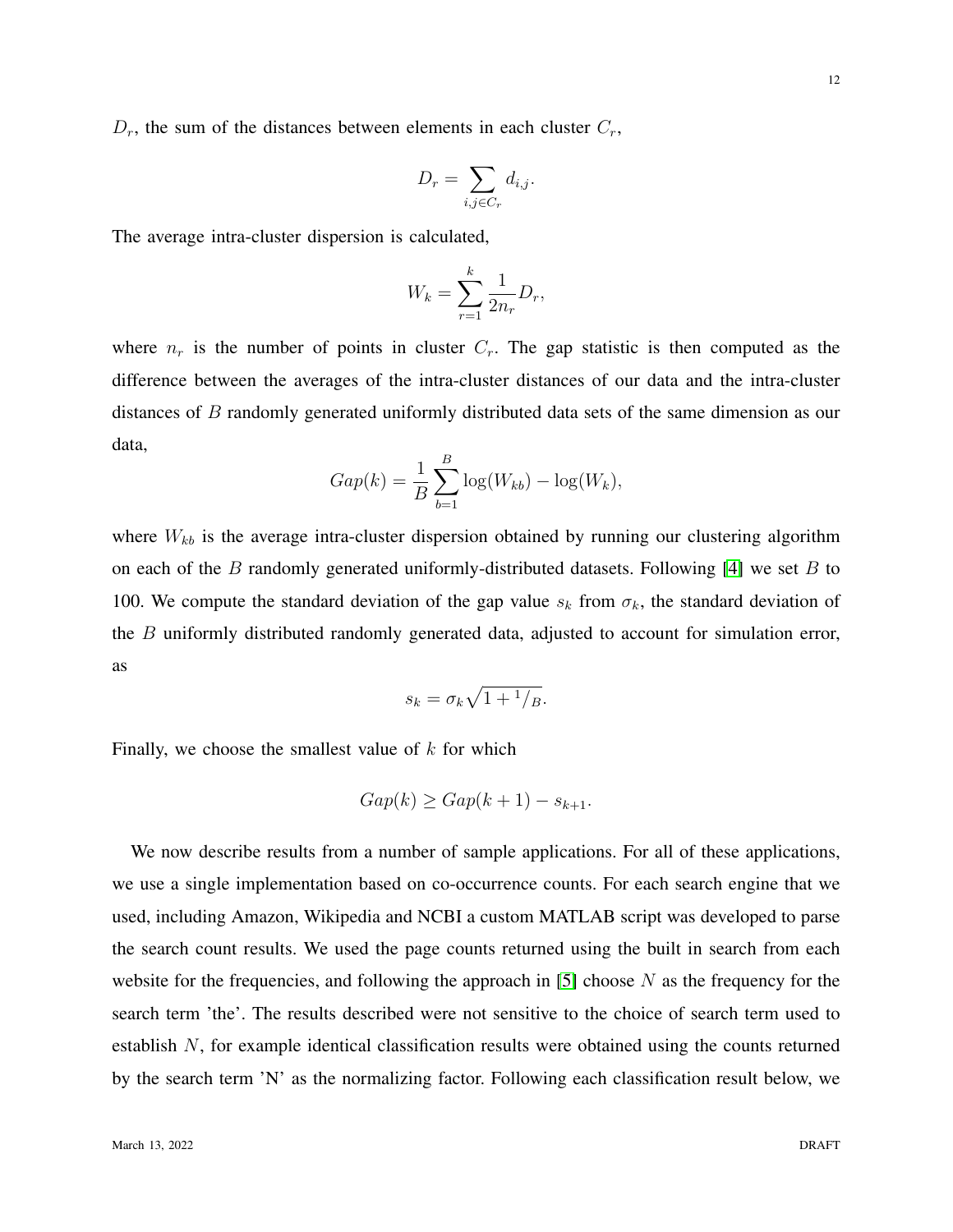$D_r$, the sum of the distances between elements in each cluster $C_r$,

$$D_r = \sum_{i,j \in C_r} d_{i,j}.$$

The average intra-cluster dispersion is calculated,

$$W_k = \sum_{r=1}^{k} \frac{1}{2n_r} D_r,$$

where $n_r$ is the number of points in cluster $C_r$. The gap statistic is then computed as the difference between the averages of the intra-cluster distances of our data and the intra-cluster distances of $B$ randomly generated uniformly distributed data sets of the same dimension as our data,

$$Gap(k) = \frac{1}{B} \sum_{b=1}^{B} \log(W_{kb}) - \log(W_k),$$

where $W_{kb}$ is the average intra-cluster dispersion obtained by running our clustering algorithm on each of the $B$ randomly generated uniformly-distributed datasets. Following [4] we set $B$ to 100. We compute the standard deviation of the gap value $s_k$ from $\sigma_k$, the standard deviation of the $B$ uniformly distributed randomly generated data, adjusted to account for simulation error, as

$$s_k = \sigma_k \sqrt{1 + {}^1\!/_B}.$$

Finally, we choose the smallest value of $k$ for which

$$Gap(k) \geq Gap(k+1) - s_{k+1}.$$

We now describe results from a number of sample applications. For all of these applications, we use a single implementation based on co-occurrence counts. For each search engine that we used, including Amazon, Wikipedia and NCBI a custom MATLAB script was developed to parse the search count results. We used the page counts returned using the built in search from each website for the frequencies, and following the approach in [5] choose $N$ as the frequency for the search term 'the'. The results described were not sensitive to the choice of search term used to establish $N$, for example identical classification results were obtained using the counts returned by the search term 'N' as the normalizing factor. Following each classification result below, we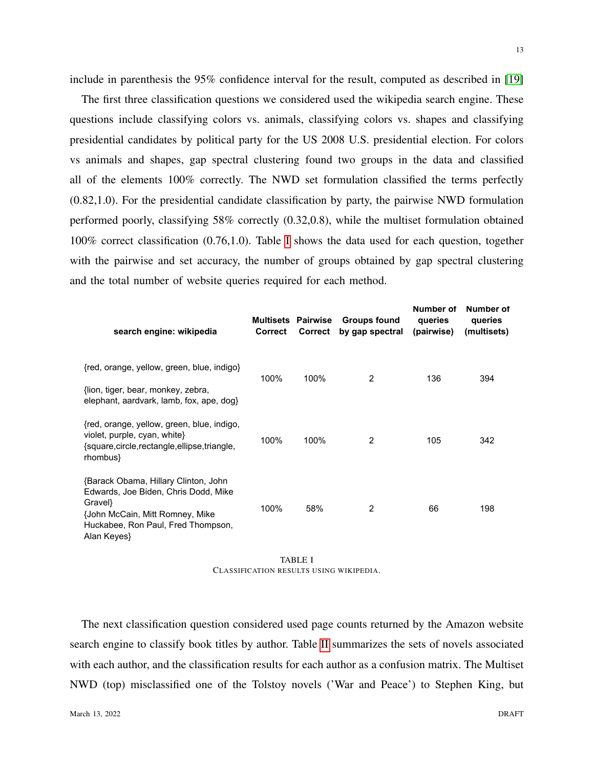include in parenthesis the 95% confidence interval for the result, computed as described in [19]

The first three classification questions we considered used the wikipedia search engine. These questions include classifying colors vs. animals, classifying colors vs. shapes and classifying presidential candidates by political party for the US 2008 U.S. presidential election. For colors vs animals and shapes, gap spectral clustering found two groups in the data and classified all of the elements 100% correctly. The NWD set formulation classified the terms perfectly (0.82,1.0). For the presidential candidate classification by party, the pairwise NWD formulation performed poorly, classifying 58% correctly (0.32,0.8), while the multiset formulation obtained 100% correct classification (0.76,1.0). Table I shows the data used for each question, together with the pairwise and set accuracy, the number of groups obtained by gap spectral clustering and the total number of website queries required for each method.

| search engine: wikipedia | Multisets Correct | Pairwise Correct | Groups found by gap spectral | Number of queries (pairwise) | Number of queries (multisets) |
|---|---|---|---|---|---|
| {red, orange, yellow, green, blue, indigo}<br>{lion, tiger, bear, monkey, zebra, elephant, aardvark, lamb, fox, ape, dog} | 100% | 100% | 2 | 136 | 394 |
| {red, orange, yellow, green, blue, indigo, violet, purple, cyan, white}<br>{square,circle,rectangle,ellipse,triangle, rhombus} | 100% | 100% | 2 | 105 | 342 |
| {Barack Obama, Hillary Clinton, John Edwards, Joe Biden, Chris Dodd, Mike Gravel}<br>{John McCain, Mitt Romney, Mike Huckabee, Ron Paul, Fred Thompson, Alan Keyes} | 100% | 58% | 2 | 66 | 198 |

TABLE I
CLASSIFICATION RESULTS USING WIKIPEDIA.

The next classification question considered used page counts returned by the Amazon website search engine to classify book titles by author. Table II summarizes the sets of novels associated with each author, and the classification results for each author as a confusion matrix. The Multiset NWD (top) misclassified one of the Tolstoy novels ('War and Peace') to Stephen King, but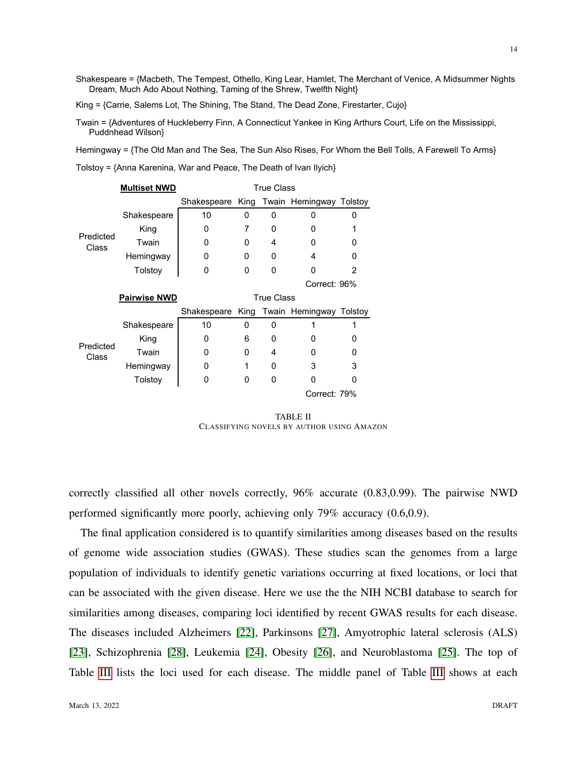Shakespeare = {Macbeth, The Tempest, Othello, King Lear, Hamlet, The Merchant of Venice, A Midsummer Nights Dream, Much Ado About Nothing, Taming of the Shrew, Twelfth Night}

King = {Carrie, Salems Lot, The Shining, The Stand, The Dead Zone, Firestarter, Cujo}

Twain = {Adventures of Huckleberry Finn, A Connecticut Yankee in King Arthurs Court, Life on the Mississippi, Puddnhead Wilson}

Hemingway = {The Old Man and The Sea, The Sun Also Rises, For Whom the Bell Tolls, A Farewell To Arms}

Tolstoy = {Anna Karenina, War and Peace, The Death of Ivan Ilyich}

**Multiset NWD**

| | | True Class | | | | |
|---|---|---|---|---|---|---|
| | | Shakespeare | King | Twain | Hemingway | Tolstoy |
| Predicted Class | Shakespeare | 10 | 0 | 0 | 0 | 0 |
| | King | 0 | 7 | 0 | 0 | 1 |
| | Twain | 0 | 0 | 4 | 0 | 0 |
| | Hemingway | 0 | 0 | 0 | 4 | 0 |
| | Tolstoy | 0 | 0 | 0 | 0 | 2 |
| | | | | | Correct: 96% | |

**Pairwise NWD**

| | | True Class | | | | |
|---|---|---|---|---|---|---|
| | | Shakespeare | King | Twain | Hemingway | Tolstoy |
| Predicted Class | Shakespeare | 10 | 0 | 0 | 1 | 1 |
| | King | 0 | 6 | 0 | 0 | 0 |
| | Twain | 0 | 0 | 4 | 0 | 0 |
| | Hemingway | 0 | 1 | 0 | 3 | 3 |
| | Tolstoy | 0 | 0 | 0 | 0 | 0 |
| | | | | | Correct: 79% | |

TABLE II
CLASSIFYING NOVELS BY AUTHOR USING AMAZON

correctly classified all other novels correctly, 96% accurate (0.83,0.99). The pairwise NWD performed significantly more poorly, achieving only 79% accuracy (0.6,0.9).

The final application considered is to quantify similarities among diseases based on the results of genome wide association studies (GWAS). These studies scan the genomes from a large population of individuals to identify genetic variations occurring at fixed locations, or loci that can be associated with the given disease. Here we use the the NIH NCBI database to search for similarities among diseases, comparing loci identified by recent GWAS results for each disease. The diseases included Alzheimers [22], Parkinsons [27], Amyotrophic lateral sclerosis (ALS) [23], Schizophrenia [28], Leukemia [24], Obesity [26], and Neuroblastoma [25]. The top of Table III lists the loci used for each disease. The middle panel of Table III shows at each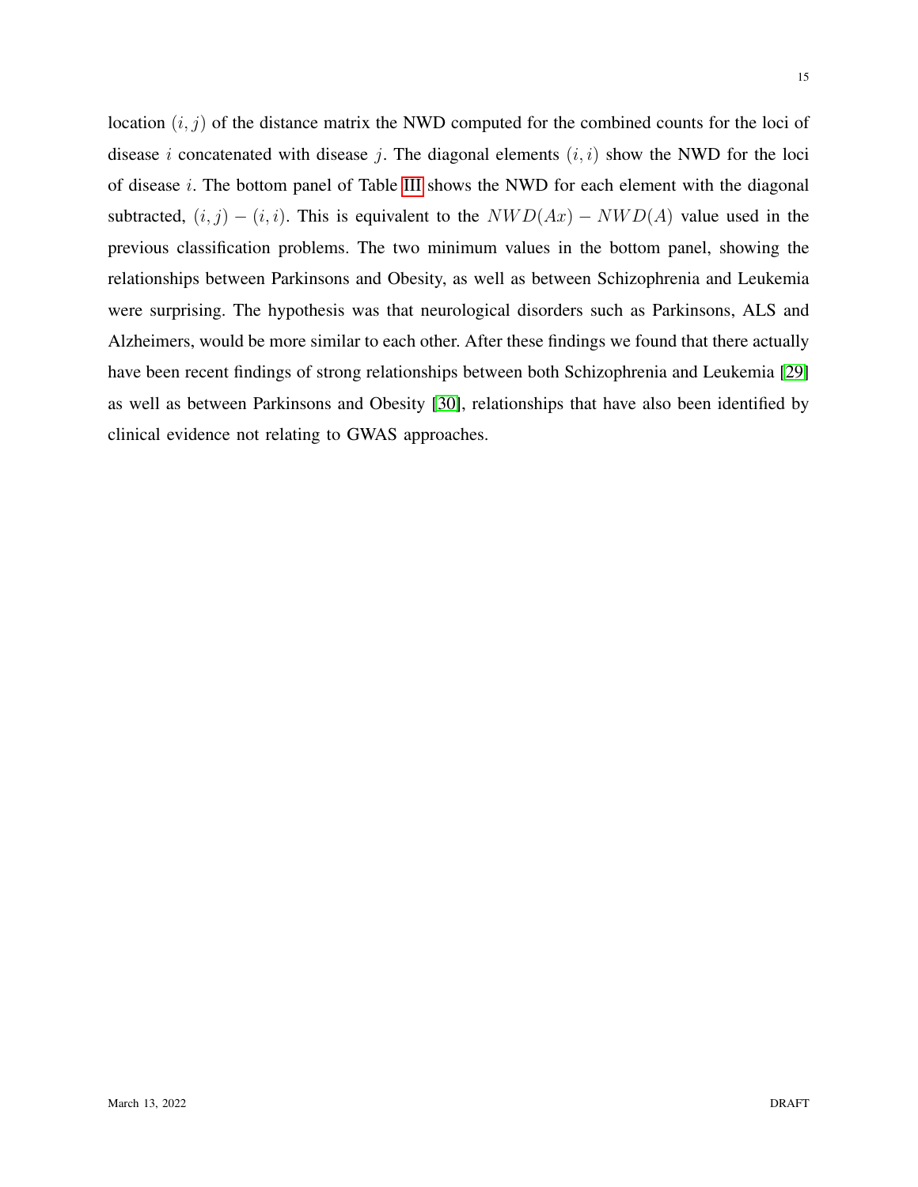location $(i, j)$ of the distance matrix the NWD computed for the combined counts for the loci of disease $i$ concatenated with disease $j$. The diagonal elements $(i, i)$ show the NWD for the loci of disease $i$. The bottom panel of Table III shows the NWD for each element with the diagonal subtracted, $(i, j) - (i, i)$. This is equivalent to the $NWD(Ax) - NWD(A)$ value used in the previous classification problems. The two minimum values in the bottom panel, showing the relationships between Parkinsons and Obesity, as well as between Schizophrenia and Leukemia were surprising. The hypothesis was that neurological disorders such as Parkinsons, ALS and Alzheimers, would be more similar to each other. After these findings we found that there actually have been recent findings of strong relationships between both Schizophrenia and Leukemia [29] as well as between Parkinsons and Obesity [30], relationships that have also been identified by clinical evidence not relating to GWAS approaches.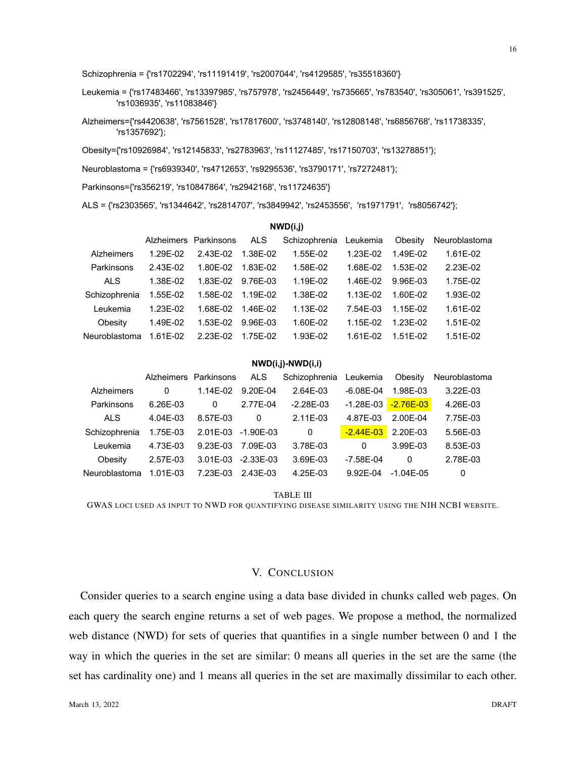Schizophrenia = {'rs1702294', 'rs11191419', 'rs2007044', 'rs4129585', 'rs35518360'}

Leukemia = {'rs17483466', 'rs13397985', 'rs757978', 'rs2456449', 'rs735665', 'rs783540', 'rs305061', 'rs391525', 'rs1036935', 'rs11083846'}

Alzheimers={'rs4420638', 'rs7561528', 'rs17817600', 'rs3748140', 'rs12808148', 'rs6856768', 'rs11738335', 'rs1357692'};

Obesity={'rs10926984', 'rs12145833', 'rs2783963', 'rs11127485', 'rs17150703', 'rs13278851'};

Neuroblastoma = {'rs6939340', 'rs4712653', 'rs9295536', 'rs3790171', 'rs7272481'};

Parkinsons={'rs356219', 'rs10847864', 'rs2942168', 'rs11724635'}

ALS = {'rs2303565', 'rs1344642', 'rs2814707', 'rs3849942', 'rs2453556', 'rs1971791', 'rs8056742'};

**NWD(i,j)**

| | Alzheimers | Parkinsons | ALS | Schizophrenia | Leukemia | Obesity | Neuroblastoma |
|---|---|---|---|---|---|---|---|
| Alzheimers | 1.29E-02 | 2.43E-02 | 1.38E-02 | 1.55E-02 | 1.23E-02 | 1.49E-02 | 1.61E-02 |
| Parkinsons | 2.43E-02 | 1.80E-02 | 1.83E-02 | 1.58E-02 | 1.68E-02 | 1.53E-02 | 2.23E-02 |
| ALS | 1.38E-02 | 1.83E-02 | 9.76E-03 | 1.19E-02 | 1.46E-02 | 9.96E-03 | 1.75E-02 |
| Schizophrenia | 1.55E-02 | 1.58E-02 | 1.19E-02 | 1.38E-02 | 1.13E-02 | 1.60E-02 | 1.93E-02 |
| Leukemia | 1.23E-02 | 1.68E-02 | 1.46E-02 | 1.13E-02 | 7.54E-03 | 1.15E-02 | 1.61E-02 |
| Obesity | 1.49E-02 | 1.53E-02 | 9.96E-03 | 1.60E-02 | 1.15E-02 | 1.23E-02 | 1.51E-02 |
| Neuroblastoma | 1.61E-02 | 2.23E-02 | 1.75E-02 | 1.93E-02 | 1.61E-02 | 1.51E-02 | 1.51E-02 |

**NWD(i,j)-NWD(i,i)**

| | Alzheimers | Parkinsons | ALS | Schizophrenia | Leukemia | Obesity | Neuroblastoma |
|---|---|---|---|---|---|---|---|
| Alzheimers | 0 | 1.14E-02 | 9.20E-04 | 2.64E-03 | -6.08E-04 | 1.98E-03 | 3.22E-03 |
| Parkinsons | 6.26E-03 | 0 | 2.77E-04 | -2.28E-03 | -1.28E-03 | -2.76E-03 | 4.26E-03 |
| ALS | 4.04E-03 | 8.57E-03 | 0 | 2.11E-03 | 4.87E-03 | 2.00E-04 | 7.75E-03 |
| Schizophrenia | 1.75E-03 | 2.01E-03 | -1.90E-03 | 0 | -2.44E-03 | 2.20E-03 | 5.56E-03 |
| Leukemia | 4.73E-03 | 9.23E-03 | 7.09E-03 | 3.78E-03 | 0 | 3.99E-03 | 8.53E-03 |
| Obesity | 2.57E-03 | 3.01E-03 | -2.33E-03 | 3.69E-03 | -7.58E-04 | 0 | 2.78E-03 |
| Neuroblastoma | 1.01E-03 | 7.23E-03 | 2.43E-03 | 4.25E-03 | 9.92E-04 | -1.04E-05 | 0 |

TABLE III

GWAS LOCI USED AS INPUT TO NWD FOR QUANTIFYING DISEASE SIMILARITY USING THE NIH NCBI WEBSITE.

## V. CONCLUSION

Consider queries to a search engine using a data base divided in chunks called web pages. On each query the search engine returns a set of web pages. We propose a method, the normalized web distance (NWD) for sets of queries that quantifies in a single number between 0 and 1 the way in which the queries in the set are similar: 0 means all queries in the set are the same (the set has cardinality one) and 1 means all queries in the set are maximally dissimilar to each other.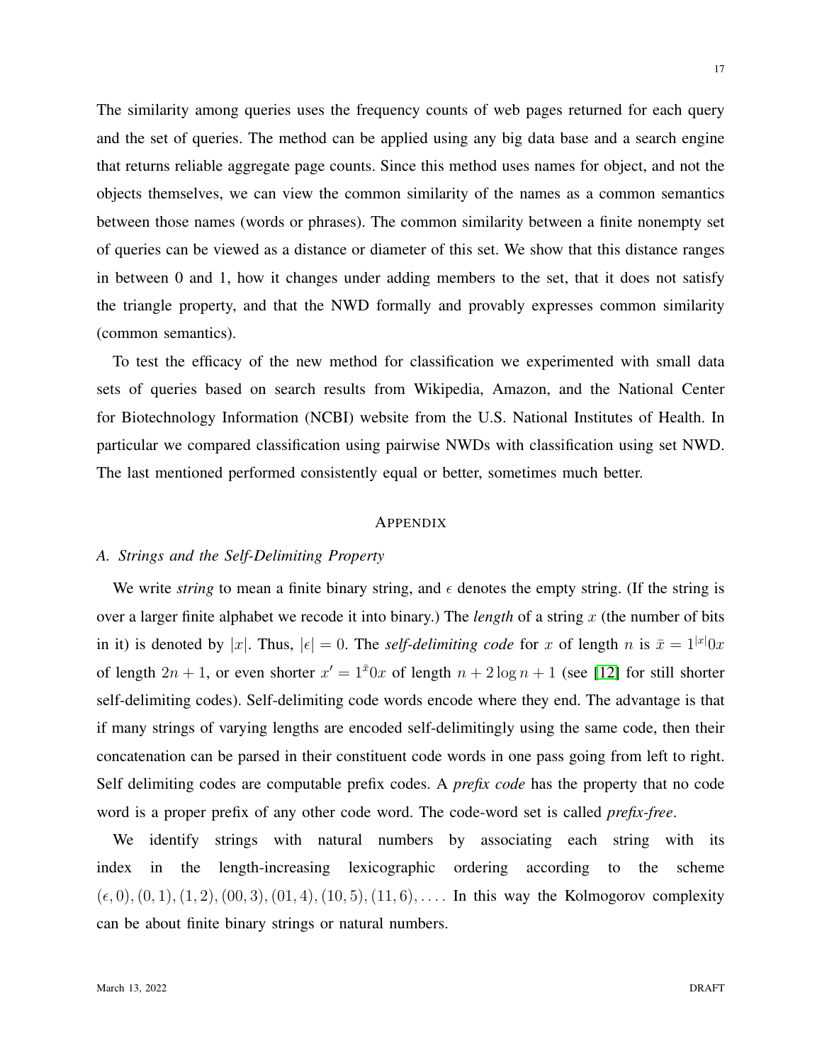The similarity among queries uses the frequency counts of web pages returned for each query and the set of queries. The method can be applied using any big data base and a search engine that returns reliable aggregate page counts. Since this method uses names for object, and not the objects themselves, we can view the common similarity of the names as a common semantics between those names (words or phrases). The common similarity between a finite nonempty set of queries can be viewed as a distance or diameter of this set. We show that this distance ranges in between 0 and 1, how it changes under adding members to the set, that it does not satisfy the triangle property, and that the NWD formally and provably expresses common similarity (common semantics).

To test the efficacy of the new method for classification we experimented with small data sets of queries based on search results from Wikipedia, Amazon, and the National Center for Biotechnology Information (NCBI) website from the U.S. National Institutes of Health. In particular we compared classification using pairwise NWDs with classification using set NWD. The last mentioned performed consistently equal or better, sometimes much better.

## Appendix

### A. Strings and the Self-Delimiting Property

We write *string* to mean a finite binary string, and $\epsilon$ denotes the empty string. (If the string is over a larger finite alphabet we recode it into binary.) The *length* of a string $x$ (the number of bits in it) is denoted by $|x|$. Thus, $|\epsilon| = 0$. The *self-delimiting code* for $x$ of length $n$ is $\bar{x} = 1^{|x|}0x$ of length $2n+1$, or even shorter $x' = 1^{\bar{x}}0x$ of length $n + 2\log n + 1$ (see [12] for still shorter self-delimiting codes). Self-delimiting code words encode where they end. The advantage is that if many strings of varying lengths are encoded self-delimitingly using the same code, then their concatenation can be parsed in their constituent code words in one pass going from left to right. Self delimiting codes are computable prefix codes. A *prefix code* has the property that no code word is a proper prefix of any other code word. The code-word set is called *prefix-free*.

We identify strings with natural numbers by associating each string with its index in the length-increasing lexicographic ordering according to the scheme $(\epsilon, 0), (0, 1), (1, 2), (00, 3), (01, 4), (10, 5), (11, 6), \ldots$. In this way the Kolmogorov complexity can be about finite binary strings or natural numbers.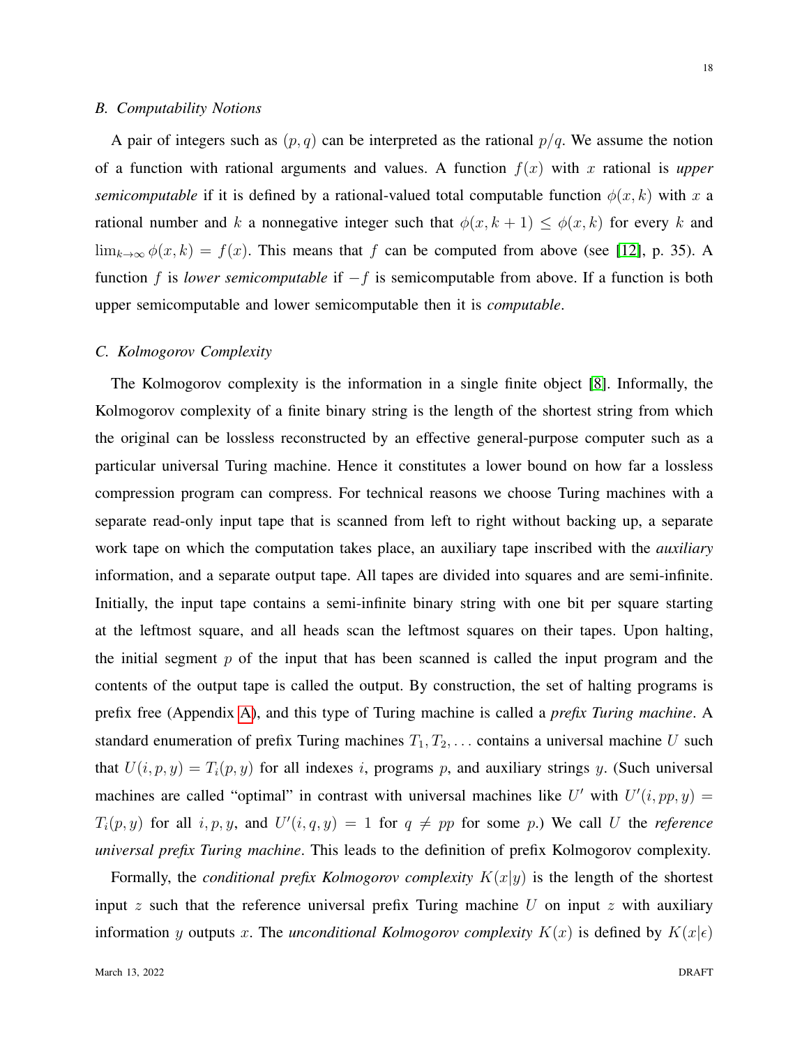### B. Computability Notions

A pair of integers such as $(p, q)$ can be interpreted as the rational $p/q$. We assume the notion of a function with rational arguments and values. A function $f(x)$ with $x$ rational is *upper semicomputable* if it is defined by a rational-valued total computable function $\phi(x, k)$ with $x$ a rational number and $k$ a nonnegative integer such that $\phi(x, k + 1) \leq \phi(x, k)$ for every $k$ and $\lim_{k\to\infty} \phi(x, k) = f(x)$. This means that $f$ can be computed from above (see [12], p. 35). A function $f$ is *lower semicomputable* if $-f$ is semicomputable from above. If a function is both upper semicomputable and lower semicomputable then it is *computable*.

### C. Kolmogorov Complexity

The Kolmogorov complexity is the information in a single finite object [8]. Informally, the Kolmogorov complexity of a finite binary string is the length of the shortest string from which the original can be lossless reconstructed by an effective general-purpose computer such as a particular universal Turing machine. Hence it constitutes a lower bound on how far a lossless compression program can compress. For technical reasons we choose Turing machines with a separate read-only input tape that is scanned from left to right without backing up, a separate work tape on which the computation takes place, an auxiliary tape inscribed with the *auxiliary* information, and a separate output tape. All tapes are divided into squares and are semi-infinite. Initially, the input tape contains a semi-infinite binary string with one bit per square starting at the leftmost square, and all heads scan the leftmost squares on their tapes. Upon halting, the initial segment $p$ of the input that has been scanned is called the input program and the contents of the output tape is called the output. By construction, the set of halting programs is prefix free (Appendix A), and this type of Turing machine is called a *prefix Turing machine*. A standard enumeration of prefix Turing machines $T_1, T_2, \ldots$ contains a universal machine $U$ such that $U(i, p, y) = T_i(p, y)$ for all indexes $i$, programs $p$, and auxiliary strings $y$. (Such universal machines are called "optimal" in contrast with universal machines like $U'$ with $U'(i, pp, y) = T_i(p, y)$ for all $i, p, y$, and $U'(i, q, y) = 1$ for $q \neq pp$ for some $p$.) We call $U$ the *reference universal prefix Turing machine*. This leads to the definition of prefix Kolmogorov complexity.

Formally, the *conditional prefix Kolmogorov complexity* $K(x|y)$ is the length of the shortest input $z$ such that the reference universal prefix Turing machine $U$ on input $z$ with auxiliary information $y$ outputs $x$. The *unconditional Kolmogorov complexity* $K(x)$ is defined by $K(x|\epsilon)$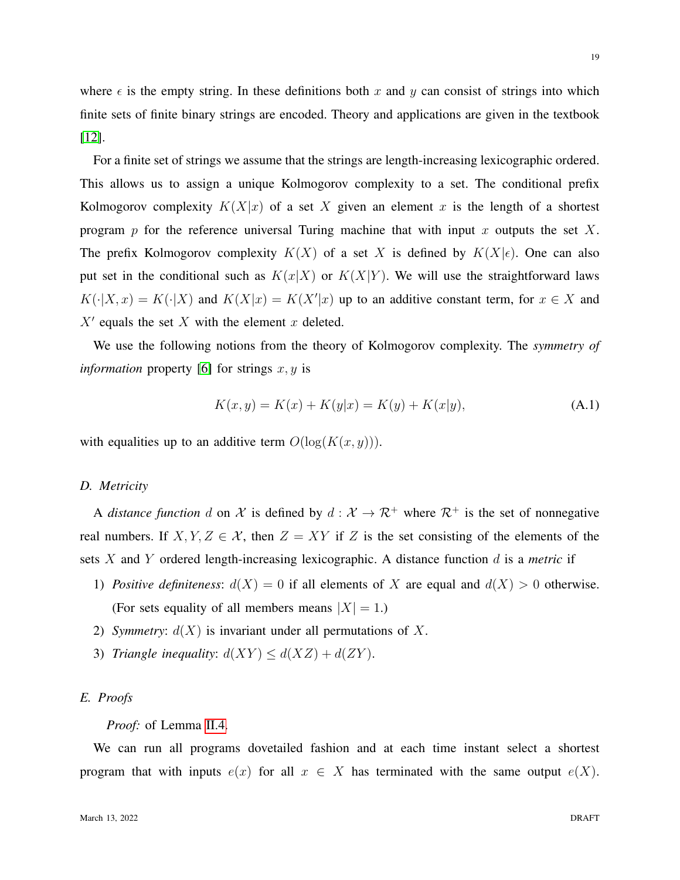where $\epsilon$ is the empty string. In these definitions both $x$ and $y$ can consist of strings into which finite sets of finite binary strings are encoded. Theory and applications are given in the textbook [12].

For a finite set of strings we assume that the strings are length-increasing lexicographic ordered. This allows us to assign a unique Kolmogorov complexity to a set. The conditional prefix Kolmogorov complexity $K(X|x)$ of a set $X$ given an element $x$ is the length of a shortest program $p$ for the reference universal Turing machine that with input $x$ outputs the set $X$. The prefix Kolmogorov complexity $K(X)$ of a set $X$ is defined by $K(X|\epsilon)$. One can also put set in the conditional such as $K(x|X)$ or $K(X|Y)$. We will use the straightforward laws $K(\cdot|X,x) = K(\cdot|X)$ and $K(X|x) = K(X'|x)$ up to an additive constant term, for $x \in X$ and $X'$ equals the set $X$ with the element $x$ deleted.

We use the following notions from the theory of Kolmogorov complexity. The *symmetry of information* property [6] for strings $x, y$ is

$$K(x,y) = K(x) + K(y|x) = K(y) + K(x|y), \tag{A.1}$$

with equalities up to an additive term $O(\log(K(x,y)))$.

### D. Metricity

A *distance function* $d$ on $\mathcal{X}$ is defined by $d : \mathcal{X} \rightarrow \mathcal{R}^+$ where $\mathcal{R}^+$ is the set of nonnegative real numbers. If $X, Y, Z \in \mathcal{X}$, then $Z = XY$ if $Z$ is the set consisting of the elements of the sets $X$ and $Y$ ordered length-increasing lexicographic. A distance function $d$ is a *metric* if

1) *Positive definiteness*: $d(X) = 0$ if all elements of $X$ are equal and $d(X) > 0$ otherwise. (For sets equality of all members means $|X| = 1$.)
2) *Symmetry*: $d(X)$ is invariant under all permutations of $X$.
3) *Triangle inequality*: $d(XY) \leq d(XZ) + d(ZY)$.

### E. Proofs

*Proof:* of Lemma II.4.

We can run all programs dovetailed fashion and at each time instant select a shortest program that with inputs $e(x)$ for all $x \in X$ has terminated with the same output $e(X)$.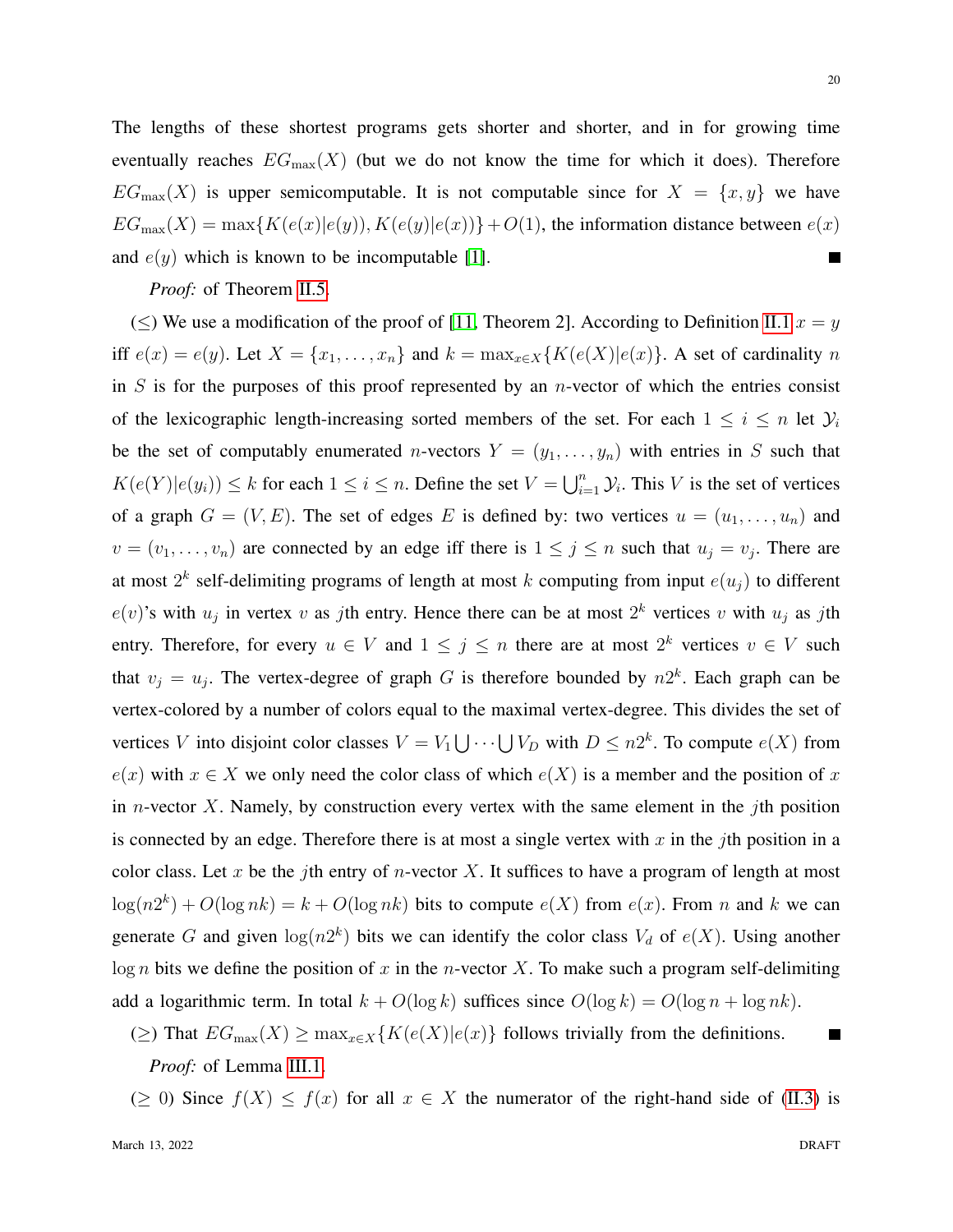The lengths of these shortest programs gets shorter and shorter, and in for growing time eventually reaches $EG_{\max}(X)$ (but we do not know the time for which it does). Therefore $EG_{\max}(X)$ is upper semicomputable. It is not computable since for $X = \{x, y\}$ we have $EG_{\max}(X) = \max\{K(e(x)|e(y)), K(e(y)|e(x))\} + O(1)$, the information distance between $e(x)$ and $e(y)$ which is known to be incomputable [1]. ■

*Proof:* of Theorem II.5.

($\leq$) We use a modification of the proof of [11, Theorem 2]. According to Definition II.1 $x = y$ iff $e(x) = e(y)$. Let $X = \{x_1, \ldots, x_n\}$ and $k = \max_{x \in X}\{K(e(X)|e(x)\}$. A set of cardinality $n$ in $S$ is for the purposes of this proof represented by an $n$-vector of which the entries consist of the lexicographic length-increasing sorted members of the set. For each $1 \leq i \leq n$ let $\mathcal{Y}_i$ be the set of computably enumerated $n$-vectors $Y = (y_1, \ldots, y_n)$ with entries in $S$ such that $K(e(Y)|e(y_i)) \leq k$ for each $1 \leq i \leq n$. Define the set $V = \bigcup_{i=1}^{n} \mathcal{Y}_i$. This $V$ is the set of vertices of a graph $G = (V, E)$. The set of edges $E$ is defined by: two vertices $u = (u_1, \ldots, u_n)$ and $v = (v_1, \ldots, v_n)$ are connected by an edge iff there is $1 \leq j \leq n$ such that $u_j = v_j$. There are at most $2^k$ self-delimiting programs of length at most $k$ computing from input $e(u_j)$ to different $e(v)$'s with $u_j$ in vertex $v$ as $j$th entry. Hence there can be at most $2^k$ vertices $v$ with $u_j$ as $j$th entry. Therefore, for every $u \in V$ and $1 \leq j \leq n$ there are at most $2^k$ vertices $v \in V$ such that $v_j = u_j$. The vertex-degree of graph $G$ is therefore bounded by $n2^k$. Each graph can be vertex-colored by a number of colors equal to the maximal vertex-degree. This divides the set of vertices $V$ into disjoint color classes $V = V_1 \bigcup \cdots \bigcup V_D$ with $D \leq n2^k$. To compute $e(X)$ from $e(x)$ with $x \in X$ we only need the color class of which $e(X)$ is a member and the position of $x$ in $n$-vector $X$. Namely, by construction every vertex with the same element in the $j$th position is connected by an edge. Therefore there is at most a single vertex with $x$ in the $j$th position in a color class. Let $x$ be the $j$th entry of $n$-vector $X$. It suffices to have a program of length at most $\log(n2^k) + O(\log nk) = k + O(\log nk)$ bits to compute $e(X)$ from $e(x)$. From $n$ and $k$ we can generate $G$ and given $\log(n2^k)$ bits we can identify the color class $V_d$ of $e(X)$. Using another $\log n$ bits we define the position of $x$ in the $n$-vector $X$. To make such a program self-delimiting add a logarithmic term. In total $k + O(\log k)$ suffices since $O(\log k) = O(\log n + \log nk)$.

($\geq$) That $EG_{\max}(X) \geq \max_{x \in X}\{K(e(X)|e(x)\}$ follows trivially from the definitions. ■

*Proof:* of Lemma III.1.

($\geq 0$) Since $f(X) \leq f(x)$ for all $x \in X$ the numerator of the right-hand side of (II.3) is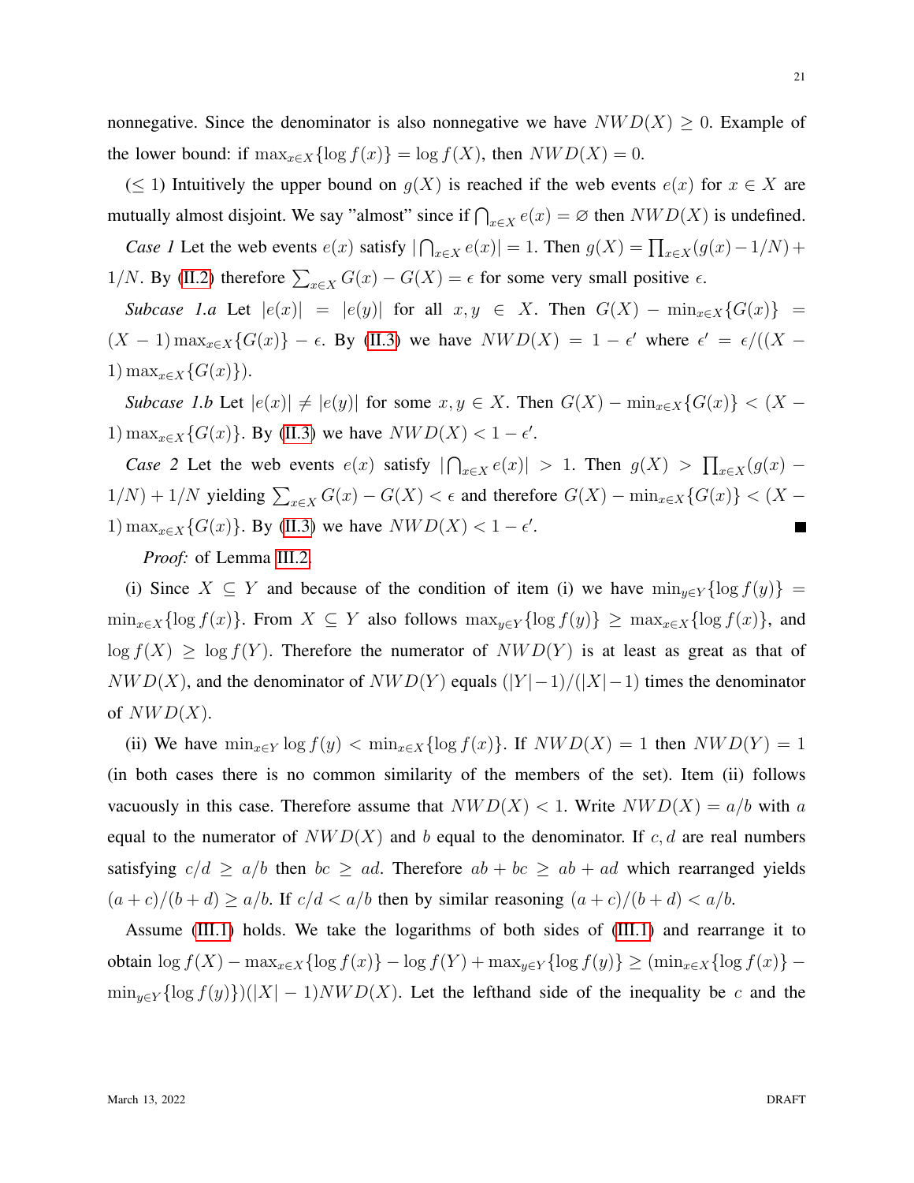nonnegative. Since the denominator is also nonnegative we have $NWD(X) \geq 0$. Example of the lower bound: if $\max_{x \in X}\{\log f(x)\} = \log f(X)$, then $NWD(X) = 0$.

($\leq 1$) Intuitively the upper bound on $g(X)$ is reached if the web events $e(x)$ for $x \in X$ are mutually almost disjoint. We say "almost" since if $\bigcap_{x \in X} e(x) = \varnothing$ then $NWD(X)$ is undefined.

*Case 1* Let the web events $e(x)$ satisfy $|\bigcap_{x \in X} e(x)| = 1$. Then $g(X) = \prod_{x \in X}(g(x) - 1/N) + 1/N$. By (II.2) therefore $\sum_{x \in X} G(x) - G(X) = \epsilon$ for some very small positive $\epsilon$.

*Subcase 1.a* Let $|e(x)| = |e(y)|$ for all $x, y \in X$. Then $G(X) - \min_{x \in X}\{G(x)\} = (X - 1)\max_{x \in X}\{G(x)\} - \epsilon$. By (II.3) we have $NWD(X) = 1 - \epsilon'$ where $\epsilon' = \epsilon/((X - 1)\max_{x \in X}\{G(x)\})$.

*Subcase 1.b* Let $|e(x)| \neq |e(y)|$ for some $x, y \in X$. Then $G(X) - \min_{x \in X}\{G(x)\} < (X - 1)\max_{x \in X}\{G(x)\}$. By (II.3) we have $NWD(X) < 1 - \epsilon'$.

*Case 2* Let the web events $e(x)$ satisfy $|\bigcap_{x \in X} e(x)| > 1$. Then $g(X) > \prod_{x \in X}(g(x) - 1/N) + 1/N$ yielding $\sum_{x \in X} G(x) - G(X) < \epsilon$ and therefore $G(X) - \min_{x \in X}\{G(x)\} < (X - 1)\max_{x \in X}\{G(x)\}$. By (II.3) we have $NWD(X) < 1 - \epsilon'$. ∎

*Proof:* of Lemma III.2.

(i) Since $X \subseteq Y$ and because of the condition of item (i) we have $\min_{y \in Y}\{\log f(y)\} = \min_{x \in X}\{\log f(x)\}$. From $X \subseteq Y$ also follows $\max_{y \in Y}\{\log f(y)\} \geq \max_{x \in X}\{\log f(x)\}$, and $\log f(X) \geq \log f(Y)$. Therefore the numerator of $NWD(Y)$ is at least as great as that of $NWD(X)$, and the denominator of $NWD(Y)$ equals $(|Y|-1)/(|X|-1)$ times the denominator of $NWD(X)$.

(ii) We have $\min_{x \in Y} \log f(y) < \min_{x \in X}\{\log f(x)\}$. If $NWD(X) = 1$ then $NWD(Y) = 1$ (in both cases there is no common similarity of the members of the set). Item (ii) follows vacuously in this case. Therefore assume that $NWD(X) < 1$. Write $NWD(X) = a/b$ with $a$ equal to the numerator of $NWD(X)$ and $b$ equal to the denominator. If $c, d$ are real numbers satisfying $c/d \geq a/b$ then $bc \geq ad$. Therefore $ab + bc \geq ab + ad$ which rearranged yields $(a + c)/(b + d) \geq a/b$. If $c/d < a/b$ then by similar reasoning $(a + c)/(b + d) < a/b$.

Assume (III.1) holds. We take the logarithms of both sides of (III.1) and rearrange it to obtain $\log f(X) - \max_{x \in X}\{\log f(x)\} - \log f(Y) + \max_{y \in Y}\{\log f(y)\} \geq (\min_{x \in X}\{\log f(x)\} - \min_{y \in Y}\{\log f(y)\})(|X| - 1)NWD(X)$. Let the lefthand side of the inequality be $c$ and the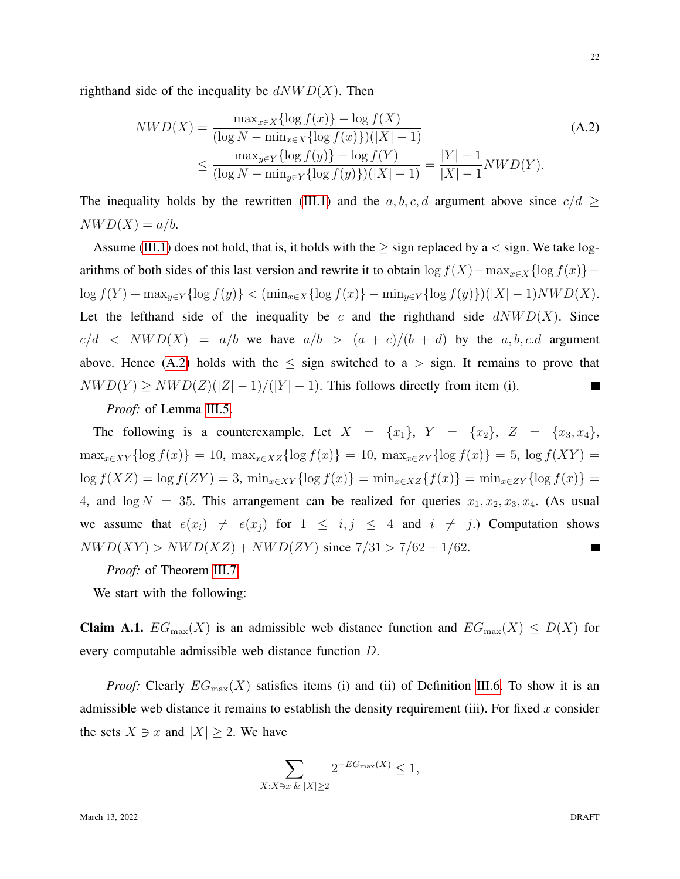righthand side of the inequality be $dNWD(X)$. Then

$$
\begin{aligned}
NWD(X) &= \frac{\max_{x \in X}\{\log f(x)\} - \log f(X)}{(\log N - \min_{x \in X}\{\log f(x)\})(|X|-1)} \\
&\leq \frac{\max_{y \in Y}\{\log f(y)\} - \log f(Y)}{(\log N - \min_{y \in Y}\{\log f(y)\})(|X|-1)} = \frac{|Y|-1}{|X|-1} NWD(Y).
\end{aligned} \tag{A.2}
$$

The inequality holds by the rewritten (III.1) and the $a,b,c,d$ argument above since $c/d \geq NWD(X) = a/b$.

Assume (III.1) does not hold, that is, it holds with the $\geq$ sign replaced by a $<$ sign. We take logarithms of both sides of this last version and rewrite it to obtain $\log f(X) - \max_{x \in X}\{\log f(x)\} - \log f(Y) + \max_{y \in Y}\{\log f(y)\} < (\min_{x \in X}\{\log f(x)\} - \min_{y \in Y}\{\log f(y)\})(|X|-1)NWD(X)$. Let the lefthand side of the inequality be $c$ and the righthand side $dNWD(X)$. Since $c/d < NWD(X) = a/b$ we have $a/b > (a+c)/(b+d)$ by the $a,b,c.d$ argument above. Hence (A.2) holds with the $\leq$ sign switched to a $>$ sign. It remains to prove that $NWD(Y) \geq NWD(Z)(|Z|-1)/(|Y|-1)$. This follows directly from item (i). ∎

*Proof:* of Lemma III.5.

The following is a counterexample. Let $X = \{x_1\}$, $Y = \{x_2\}$, $Z = \{x_3, x_4\}$, $\max_{x \in XY}\{\log f(x)\} = 10$, $\max_{x \in XZ}\{\log f(x)\} = 10$, $\max_{x \in ZY}\{\log f(x)\} = 5$, $\log f(XY) = \log f(XZ) = \log f(ZY) = 3$, $\min_{x \in XY}\{\log f(x)\} = \min_{x \in XZ}\{f(x)\} = \min_{x \in ZY}\{\log f(x)\} = 4$, and $\log N = 35$. This arrangement can be realized for queries $x_1, x_2, x_3, x_4$. (As usual we assume that $e(x_i) \neq e(x_j)$ for $1 \leq i,j \leq 4$ and $i \neq j$.) Computation shows $NWD(XY) > NWD(XZ) + NWD(ZY)$ since $7/31 > 7/62 + 1/62$. ∎

*Proof:* of Theorem III.7.

We start with the following:

**Claim A.1.** $EG_{\max}(X)$ is an admissible web distance function and $EG_{\max}(X) \leq D(X)$ for every computable admissible web distance function $D$.

*Proof:* Clearly $EG_{\max}(X)$ satisfies items (i) and (ii) of Definition III.6. To show it is an admissible web distance it remains to establish the density requirement (iii). For fixed $x$ consider the sets $X \ni x$ and $|X| \geq 2$. We have

$$
\sum_{X: X \ni x \,\&\, |X| \geq 2} 2^{-EG_{\max}(X)} \leq 1,
$$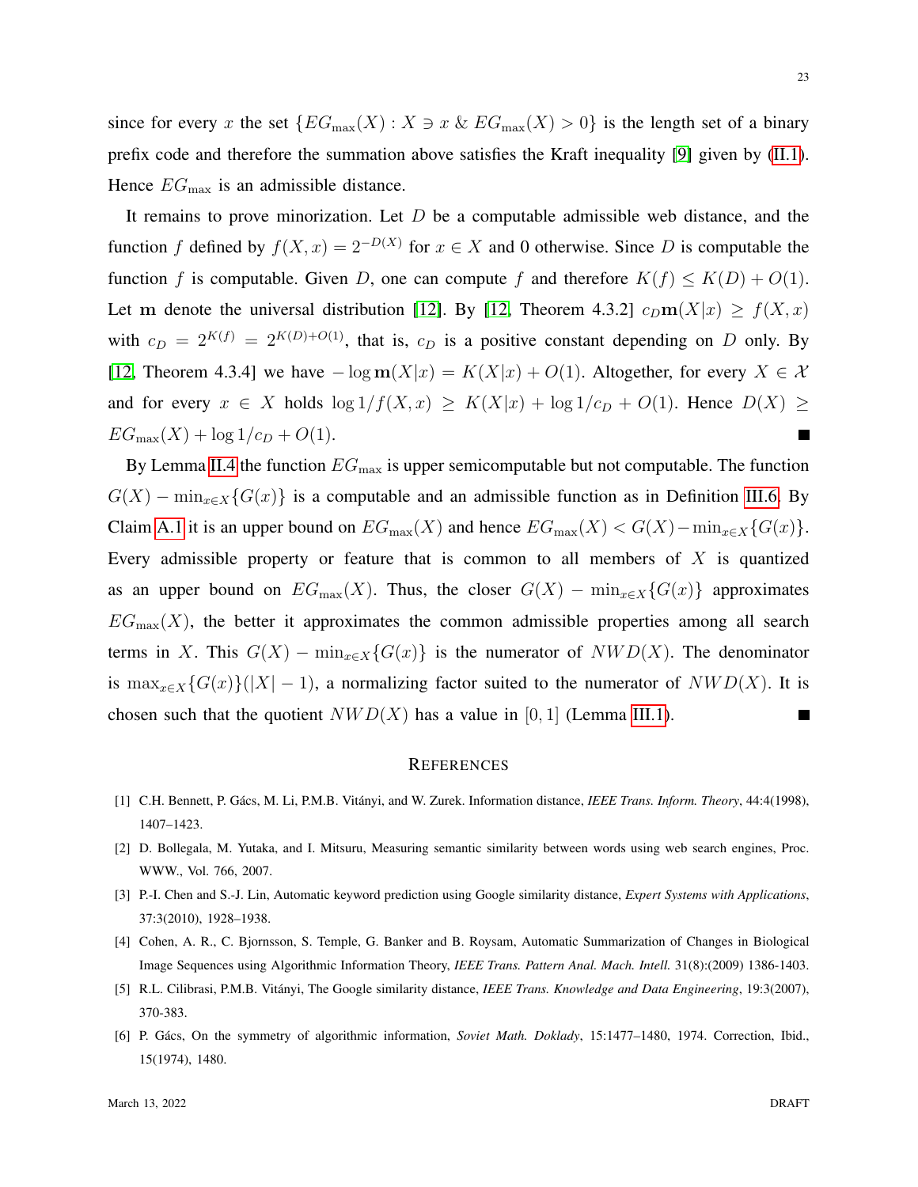since for every $x$ the set $\{EG_{\max}(X) : X \ni x \;\&\; EG_{\max}(X) > 0\}$ is the length set of a binary prefix code and therefore the summation above satisfies the Kraft inequality [9] given by (II.1). Hence $EG_{\max}$ is an admissible distance.

It remains to prove minorization. Let $D$ be a computable admissible web distance, and the function $f$ defined by $f(X,x) = 2^{-D(X)}$ for $x \in X$ and 0 otherwise. Since $D$ is computable the function $f$ is computable. Given $D$, one can compute $f$ and therefore $K(f) \leq K(D) + O(1)$. Let $\mathbf{m}$ denote the universal distribution [12]. By [12, Theorem 4.3.2] $c_D \mathbf{m}(X|x) \geq f(X,x)$ with $c_D = 2^{K(f)} = 2^{K(D)+O(1)}$, that is, $c_D$ is a positive constant depending on $D$ only. By [12, Theorem 4.3.4] we have $-\log \mathbf{m}(X|x) = K(X|x) + O(1)$. Altogether, for every $X \in \mathcal{X}$ and for every $x \in X$ holds $\log 1/f(X,x) \geq K(X|x) + \log 1/c_D + O(1)$. Hence $D(X) \geq EG_{\max}(X) + \log 1/c_D + O(1)$. ■

By Lemma II.4 the function $EG_{\max}$ is upper semicomputable but not computable. The function $G(X) - \min_{x \in X}\{G(x)\}$ is a computable and an admissible function as in Definition III.6. By Claim A.1 it is an upper bound on $EG_{\max}(X)$ and hence $EG_{\max}(X) < G(X) - \min_{x \in X}\{G(x)\}$. Every admissible property or feature that is common to all members of $X$ is quantized as an upper bound on $EG_{\max}(X)$. Thus, the closer $G(X) - \min_{x \in X}\{G(x)\}$ approximates $EG_{\max}(X)$, the better it approximates the common admissible properties among all search terms in $X$. This $G(X) - \min_{x \in X}\{G(x)\}$ is the numerator of $NWD(X)$. The denominator is $\max_{x \in X}\{G(x)\}(|X| - 1)$, a normalizing factor suited to the numerator of $NWD(X)$. It is chosen such that the quotient $NWD(X)$ has a value in $[0, 1]$ (Lemma III.1). ■

## References

[1] C.H. Bennett, P. Gács, M. Li, P.M.B. Vitányi, and W. Zurek. Information distance, *IEEE Trans. Inform. Theory*, 44:4(1998), 1407–1423.

[2] D. Bollegala, M. Yutaka, and I. Mitsuru, Measuring semantic similarity between words using web search engines, Proc. WWW., Vol. 766, 2007.

[3] P.-I. Chen and S.-J. Lin, Automatic keyword prediction using Google similarity distance, *Expert Systems with Applications*, 37:3(2010), 1928–1938.

[4] Cohen, A. R., C. Bjornsson, S. Temple, G. Banker and B. Roysam, Automatic Summarization of Changes in Biological Image Sequences using Algorithmic Information Theory, *IEEE Trans. Pattern Anal. Mach. Intell.* 31(8):(2009) 1386-1403.

[5] R.L. Cilibrasi, P.M.B. Vitányi, The Google similarity distance, *IEEE Trans. Knowledge and Data Engineering*, 19:3(2007), 370-383.

[6] P. Gács, On the symmetry of algorithmic information, *Soviet Math. Doklady*, 15:1477–1480, 1974. Correction, Ibid., 15(1974), 1480.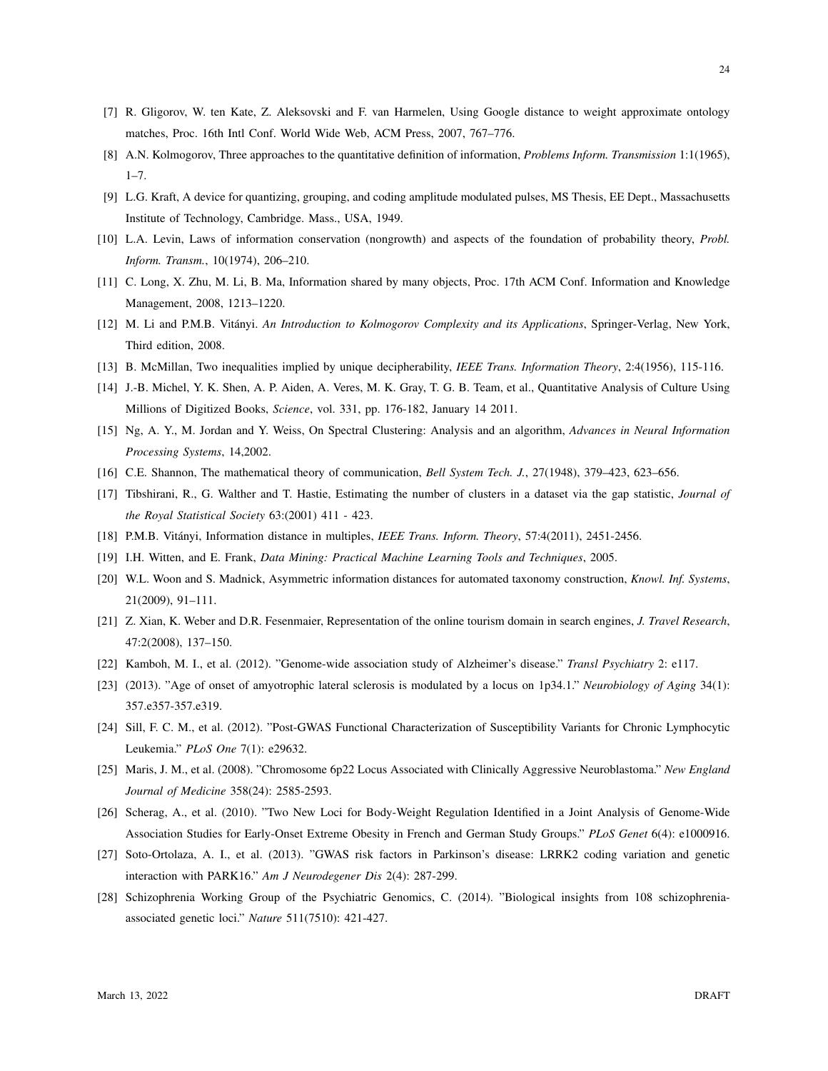[7] R. Gligorov, W. ten Kate, Z. Aleksovski and F. van Harmelen, Using Google distance to weight approximate ontology matches, Proc. 16th Intl Conf. World Wide Web, ACM Press, 2007, 767–776.

[8] A.N. Kolmogorov, Three approaches to the quantitative definition of information, *Problems Inform. Transmission* 1:1(1965), 1–7.

[9] L.G. Kraft, A device for quantizing, grouping, and coding amplitude modulated pulses, MS Thesis, EE Dept., Massachusetts Institute of Technology, Cambridge. Mass., USA, 1949.

[10] L.A. Levin, Laws of information conservation (nongrowth) and aspects of the foundation of probability theory, *Probl. Inform. Transm.*, 10(1974), 206–210.

[11] C. Long, X. Zhu, M. Li, B. Ma, Information shared by many objects, Proc. 17th ACM Conf. Information and Knowledge Management, 2008, 1213–1220.

[12] M. Li and P.M.B. Vitányi. *An Introduction to Kolmogorov Complexity and its Applications*, Springer-Verlag, New York, Third edition, 2008.

[13] B. McMillan, Two inequalities implied by unique decipherability, *IEEE Trans. Information Theory*, 2:4(1956), 115-116.

[14] J.-B. Michel, Y. K. Shen, A. P. Aiden, A. Veres, M. K. Gray, T. G. B. Team, et al., Quantitative Analysis of Culture Using Millions of Digitized Books, *Science*, vol. 331, pp. 176-182, January 14 2011.

[15] Ng, A. Y., M. Jordan and Y. Weiss, On Spectral Clustering: Analysis and an algorithm, *Advances in Neural Information Processing Systems*, 14,2002.

[16] C.E. Shannon, The mathematical theory of communication, *Bell System Tech. J.*, 27(1948), 379–423, 623–656.

[17] Tibshirani, R., G. Walther and T. Hastie, Estimating the number of clusters in a dataset via the gap statistic, *Journal of the Royal Statistical Society* 63:(2001) 411 - 423.

[18] P.M.B. Vitányi, Information distance in multiples, *IEEE Trans. Inform. Theory*, 57:4(2011), 2451-2456.

[19] I.H. Witten, and E. Frank, *Data Mining: Practical Machine Learning Tools and Techniques*, 2005.

[20] W.L. Woon and S. Madnick, Asymmetric information distances for automated taxonomy construction, *Knowl. Inf. Systems*, 21(2009), 91–111.

[21] Z. Xian, K. Weber and D.R. Fesenmaier, Representation of the online tourism domain in search engines, *J. Travel Research*, 47:2(2008), 137–150.

[22] Kamboh, M. I., et al. (2012). "Genome-wide association study of Alzheimer's disease." *Transl Psychiatry* 2: e117.

[23] (2013). "Age of onset of amyotrophic lateral sclerosis is modulated by a locus on 1p34.1." *Neurobiology of Aging* 34(1): 357.e357-357.e319.

[24] Sill, F. C. M., et al. (2012). "Post-GWAS Functional Characterization of Susceptibility Variants for Chronic Lymphocytic Leukemia." *PLoS One* 7(1): e29632.

[25] Maris, J. M., et al. (2008). "Chromosome 6p22 Locus Associated with Clinically Aggressive Neuroblastoma." *New England Journal of Medicine* 358(24): 2585-2593.

[26] Scherag, A., et al. (2010). "Two New Loci for Body-Weight Regulation Identified in a Joint Analysis of Genome-Wide Association Studies for Early-Onset Extreme Obesity in French and German Study Groups." *PLoS Genet* 6(4): e1000916.

[27] Soto-Ortolaza, A. I., et al. (2013). "GWAS risk factors in Parkinson's disease: LRRK2 coding variation and genetic interaction with PARK16." *Am J Neurodegener Dis* 2(4): 287-299.

[28] Schizophrenia Working Group of the Psychiatric Genomics, C. (2014). "Biological insights from 108 schizophrenia-associated genetic loci." *Nature* 511(7510): 421-427.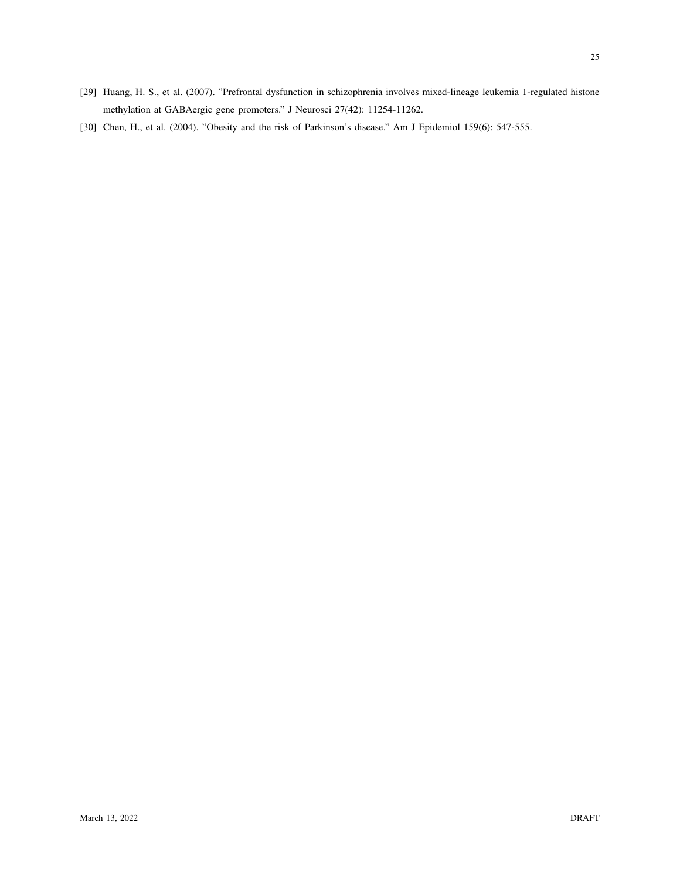[29] Huang, H. S., et al. (2007). "Prefrontal dysfunction in schizophrenia involves mixed-lineage leukemia 1-regulated histone methylation at GABAergic gene promoters." J Neurosci 27(42): 11254-11262.

[30] Chen, H., et al. (2004). "Obesity and the risk of Parkinson's disease." Am J Epidemiol 159(6): 547-555.